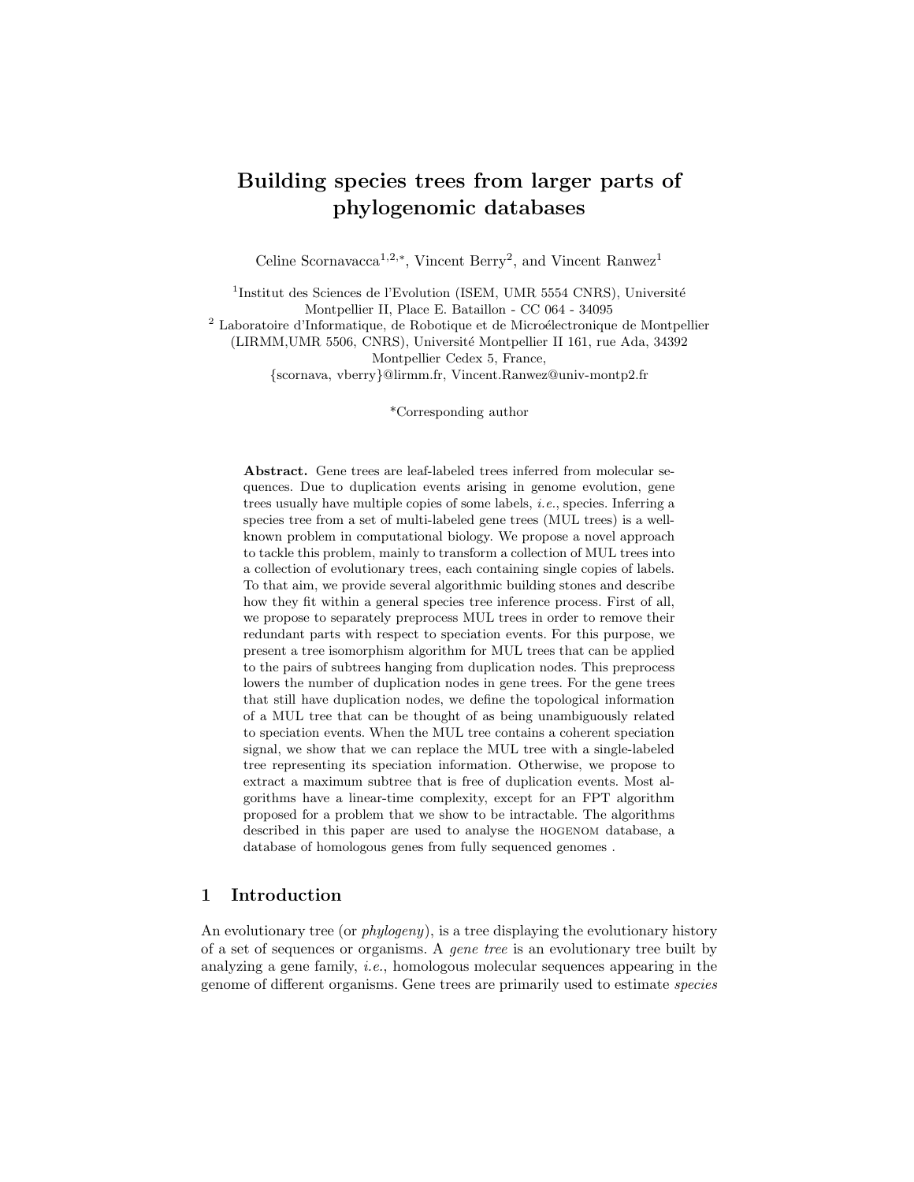# Building species trees from larger parts of phylogenomic databases

Celine Scornavacca[1,2,*], Vincent Berry[2], and Vincent Ranwez[1]

[1]Institut des Sciences de l'Evolution (ISEM, UMR 5554 CNRS), Université Montpellier II, Place E. Bataillon - CC 064 - 34095

[2] Laboratoire d'Informatique, de Robotique et de Microélectronique de Montpellier (LIRMM,UMR 5506, CNRS), Université Montpellier II 161, rue Ada, 34392 Montpellier Cedex 5, France,

{scornava, vberry}@lirmm.fr, Vincent.Ranwez@univ-montp2.fr

*Corresponding author

**Abstract.** Gene trees are leaf-labeled trees inferred from molecular sequences. Due to duplication events arising in genome evolution, gene trees usually have multiple copies of some labels, *i.e.*, species. Inferring a species tree from a set of multi-labeled gene trees (MUL trees) is a well-known problem in computational biology. We propose a novel approach to tackle this problem, mainly to transform a collection of MUL trees into a collection of evolutionary trees, each containing single copies of labels. To that aim, we provide several algorithmic building stones and describe how they fit within a general species tree inference process. First of all, we propose to separately preprocess MUL trees in order to remove their redundant parts with respect to speciation events. For this purpose, we present a tree isomorphism algorithm for MUL trees that can be applied to the pairs of subtrees hanging from duplication nodes. This preprocess lowers the number of duplication nodes in gene trees. For the gene trees that still have duplication nodes, we define the topological information of a MUL tree that can be thought of as being unambiguously related to speciation events. When the MUL tree contains a coherent speciation signal, we show that we can replace the MUL tree with a single-labeled tree representing its speciation information. Otherwise, we propose to extract a maximum subtree that is free of duplication events. Most algorithms have a linear-time complexity, except for an FPT algorithm proposed for a problem that we show to be intractable. The algorithms described in this paper are used to analyse the HOGENOM database, a database of homologous genes from fully sequenced genomes .

## 1 Introduction

An evolutionary tree (or *phylogeny*), is a tree displaying the evolutionary history of a set of sequences or organisms. A *gene tree* is an evolutionary tree built by analyzing a gene family, *i.e.*, homologous molecular sequences appearing in the genome of different organisms. Gene trees are primarily used to estimate *species*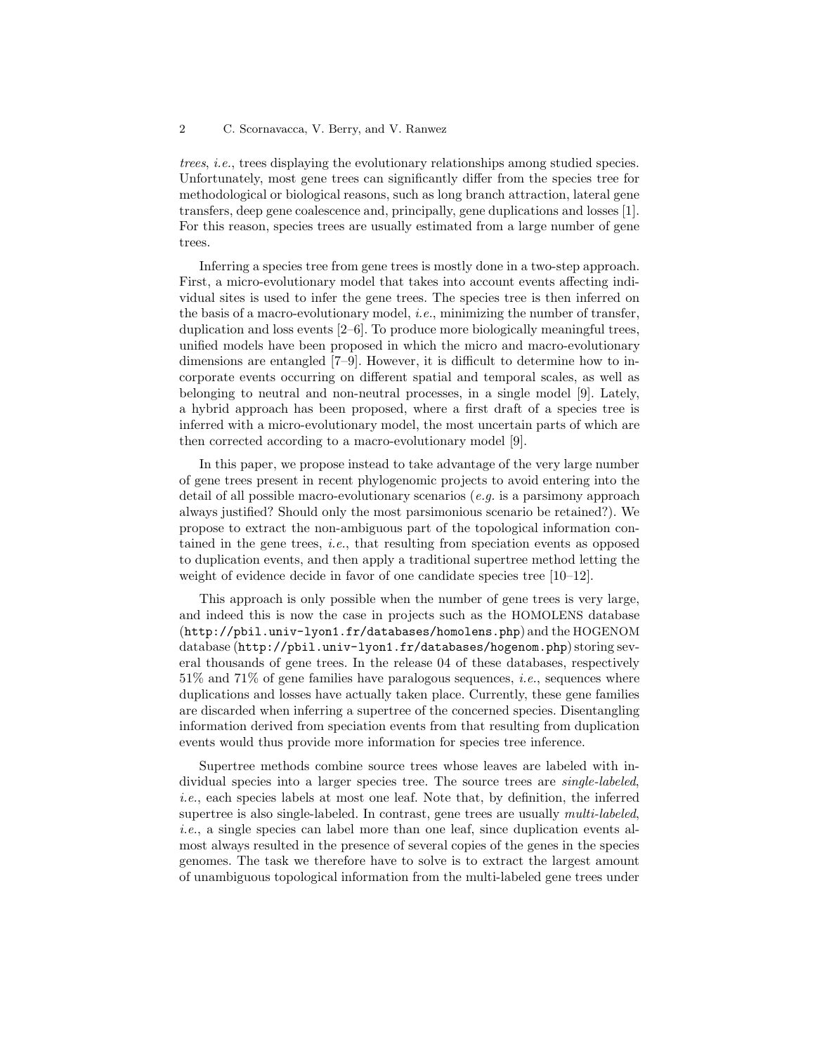*trees*, *i.e.*, trees displaying the evolutionary relationships among studied species. Unfortunately, most gene trees can significantly differ from the species tree for methodological or biological reasons, such as long branch attraction, lateral gene transfers, deep gene coalescence and, principally, gene duplications and losses [1]. For this reason, species trees are usually estimated from a large number of gene trees.

Inferring a species tree from gene trees is mostly done in a two-step approach. First, a micro-evolutionary model that takes into account events affecting individual sites is used to infer the gene trees. The species tree is then inferred on the basis of a macro-evolutionary model, *i.e.*, minimizing the number of transfer, duplication and loss events [2–6]. To produce more biologically meaningful trees, unified models have been proposed in which the micro and macro-evolutionary dimensions are entangled [7–9]. However, it is difficult to determine how to incorporate events occurring on different spatial and temporal scales, as well as belonging to neutral and non-neutral processes, in a single model [9]. Lately, a hybrid approach has been proposed, where a first draft of a species tree is inferred with a micro-evolutionary model, the most uncertain parts of which are then corrected according to a macro-evolutionary model [9].

In this paper, we propose instead to take advantage of the very large number of gene trees present in recent phylogenomic projects to avoid entering into the detail of all possible macro-evolutionary scenarios (*e.g.* is a parsimony approach always justified? Should only the most parsimonious scenario be retained?). We propose to extract the non-ambiguous part of the topological information contained in the gene trees, *i.e.*, that resulting from speciation events as opposed to duplication events, and then apply a traditional supertree method letting the weight of evidence decide in favor of one candidate species tree [10–12].

This approach is only possible when the number of gene trees is very large, and indeed this is now the case in projects such as the HOMOLENS database (`http://pbil.univ-lyon1.fr/databases/homolens.php`) and the HOGENOM database (`http://pbil.univ-lyon1.fr/databases/hogenom.php`) storing several thousands of gene trees. In the release 04 of these databases, respectively 51% and 71% of gene families have paralogous sequences, *i.e.*, sequences where duplications and losses have actually taken place. Currently, these gene families are discarded when inferring a supertree of the concerned species. Disentangling information derived from speciation events from that resulting from duplication events would thus provide more information for species tree inference.

Supertree methods combine source trees whose leaves are labeled with individual species into a larger species tree. The source trees are *single-labeled*, *i.e.*, each species labels at most one leaf. Note that, by definition, the inferred supertree is also single-labeled. In contrast, gene trees are usually *multi-labeled*, *i.e.*, a single species can label more than one leaf, since duplication events almost always resulted in the presence of several copies of the genes in the species genomes. The task we therefore have to solve is to extract the largest amount of unambiguous topological information from the multi-labeled gene trees under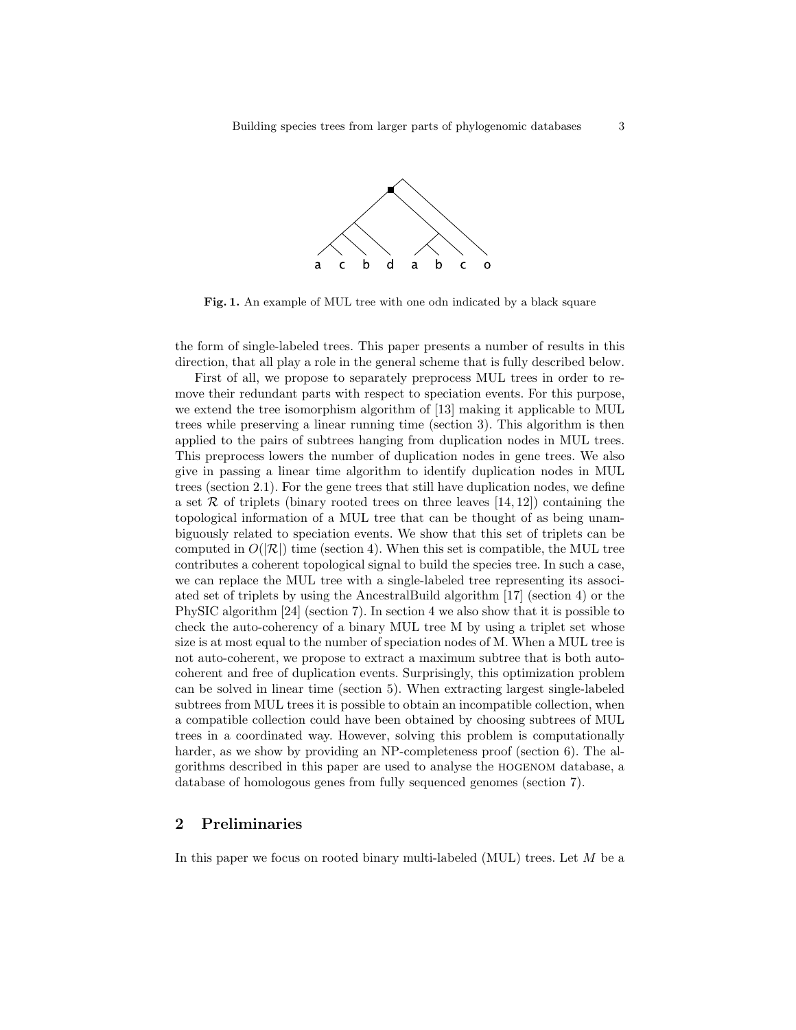Fig. 1. An example of MUL tree with one odn indicated by a black square

the form of single-labeled trees. This paper presents a number of results in this direction, that all play a role in the general scheme that is fully described below.

First of all, we propose to separately preprocess MUL trees in order to remove their redundant parts with respect to speciation events. For this purpose, we extend the tree isomorphism algorithm of [13] making it applicable to MUL trees while preserving a linear running time (section 3). This algorithm is then applied to the pairs of subtrees hanging from duplication nodes in MUL trees. This preprocess lowers the number of duplication nodes in gene trees. We also give in passing a linear time algorithm to identify duplication nodes in MUL trees (section 2.1). For the gene trees that still have duplication nodes, we define a set $\mathcal{R}$ of triplets (binary rooted trees on three leaves [14, 12]) containing the topological information of a MUL tree that can be thought of as being unambiguously related to speciation events. We show that this set of triplets can be computed in $O(|\mathcal{R}|)$ time (section 4). When this set is compatible, the MUL tree contributes a coherent topological signal to build the species tree. In such a case, we can replace the MUL tree with a single-labeled tree representing its associated set of triplets by using the AncestralBuild algorithm [17] (section 4) or the PhySIC algorithm [24] (section 7). In section 4 we also show that it is possible to check the auto-coherency of a binary MUL tree M by using a triplet set whose size is at most equal to the number of speciation nodes of M. When a MUL tree is not auto-coherent, we propose to extract a maximum subtree that is both auto-coherent and free of duplication events. Surprisingly, this optimization problem can be solved in linear time (section 5). When extracting largest single-labeled subtrees from MUL trees it is possible to obtain an incompatible collection, when a compatible collection could have been obtained by choosing subtrees of MUL trees in a coordinated way. However, solving this problem is computationally harder, as we show by providing an NP-completeness proof (section 6). The algorithms described in this paper are used to analyse the HOGENOM database, a database of homologous genes from fully sequenced genomes (section 7).

## 2 Preliminaries

In this paper we focus on rooted binary multi-labeled (MUL) trees. Let $M$ be a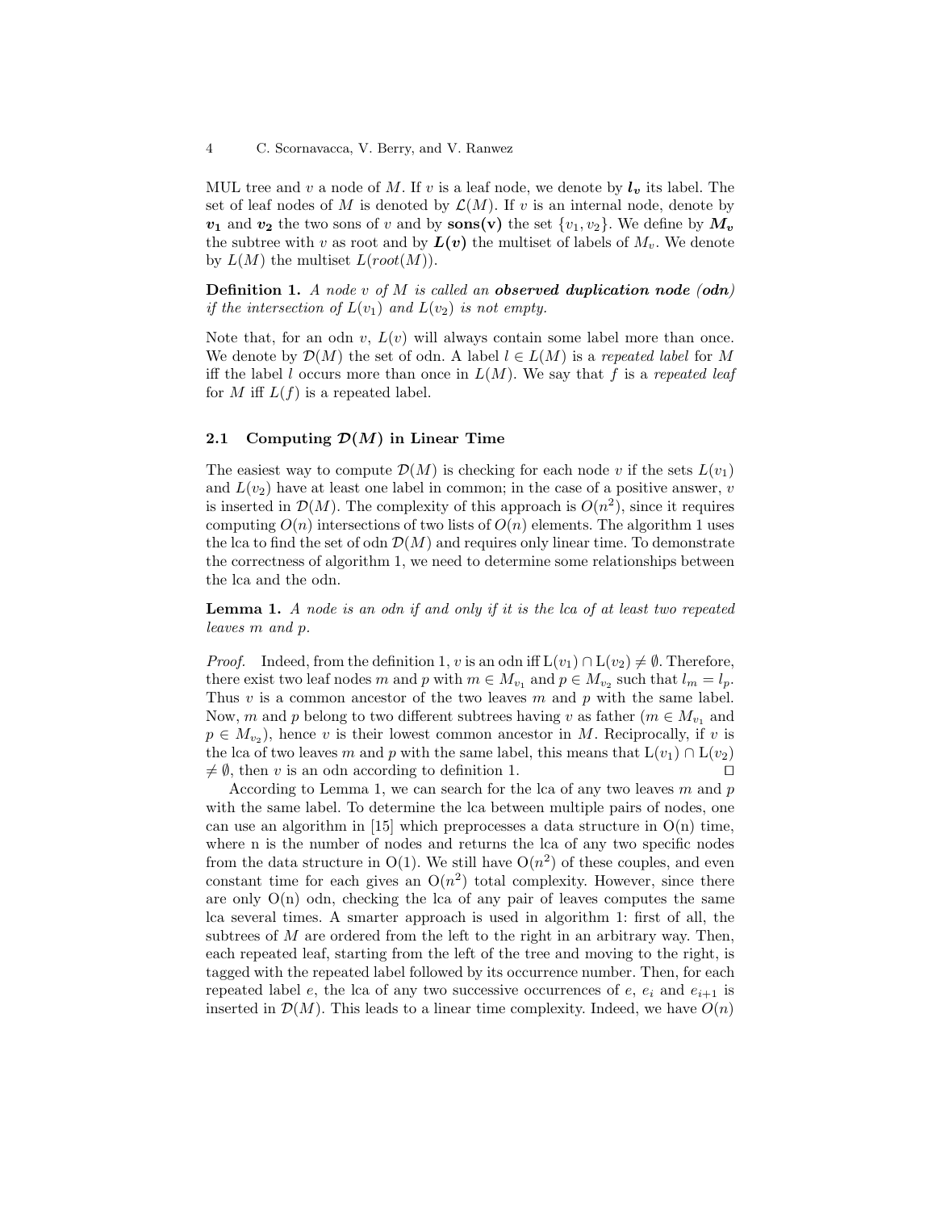MUL tree and $v$ a node of $M$. If $v$ is a leaf node, we denote by $\boldsymbol{l_v}$ its label. The set of leaf nodes of $M$ is denoted by $\mathcal{L}(M)$. If $v$ is an internal node, denote by $\boldsymbol{v_1}$ and $\boldsymbol{v_2}$ the two sons of $v$ and by $\mathbf{sons(v)}$ the set $\{v_1, v_2\}$. We define by $\boldsymbol{M_v}$ the subtree with $v$ as root and by $\boldsymbol{L(v)}$ the multiset of labels of $M_v$. We denote by $L(M)$ the multiset $L(root(M))$.

**Definition 1.** *A node $v$ of $M$ is called an* ***observed duplication node (odn)*** *if the intersection of $L(v_1)$ and $L(v_2)$ is not empty.*

Note that, for an odn $v$, $L(v)$ will always contain some label more than once. We denote by $\mathcal{D}(M)$ the set of odn. A label $l \in L(M)$ is a *repeated label* for $M$ iff the label $l$ occurs more than once in $L(M)$. We say that $f$ is a *repeated leaf* for $M$ iff $L(f)$ is a repeated label.

### 2.1 Computing $\mathcal{D}(M)$ in Linear Time

The easiest way to compute $\mathcal{D}(M)$ is checking for each node $v$ if the sets $L(v_1)$ and $L(v_2)$ have at least one label in common; in the case of a positive answer, $v$ is inserted in $\mathcal{D}(M)$. The complexity of this approach is $O(n^2)$, since it requires computing $O(n)$ intersections of two lists of $O(n)$ elements. The algorithm 1 uses the lca to find the set of odn $\mathcal{D}(M)$ and requires only linear time. To demonstrate the correctness of algorithm 1, we need to determine some relationships between the lca and the odn.

**Lemma 1.** *A node is an odn if and only if it is the lca of at least two repeated leaves $m$ and $p$.*

*Proof.* Indeed, from the definition 1, $v$ is an odn iff $L(v_1) \cap L(v_2) \neq \emptyset$. Therefore, there exist two leaf nodes $m$ and $p$ with $m \in M_{v_1}$ and $p \in M_{v_2}$ such that $l_m = l_p$. Thus $v$ is a common ancestor of the two leaves $m$ and $p$ with the same label. Now, $m$ and $p$ belong to two different subtrees having $v$ as father ($m \in M_{v_1}$ and $p \in M_{v_2}$), hence $v$ is their lowest common ancestor in $M$. Reciprocally, if $v$ is the lca of two leaves $m$ and $p$ with the same label, this means that $L(v_1) \cap L(v_2) \neq \emptyset$, then $v$ is an odn according to definition 1. □

According to Lemma 1, we can search for the lca of any two leaves $m$ and $p$ with the same label. To determine the lca between multiple pairs of nodes, one can use an algorithm in [15] which preprocesses a data structure in O(n) time, where n is the number of nodes and returns the lca of any two specific nodes from the data structure in O(1). We still have $O(n^2)$ of these couples, and even constant time for each gives an $O(n^2)$ total complexity. However, since there are only O(n) odn, checking the lca of any pair of leaves computes the same lca several times. A smarter approach is used in algorithm 1: first of all, the subtrees of $M$ are ordered from the left to the right in an arbitrary way. Then, each repeated leaf, starting from the left of the tree and moving to the right, is tagged with the repeated label followed by its occurrence number. Then, for each repeated label $e$, the lca of any two successive occurrences of $e$, $e_i$ and $e_{i+1}$ is inserted in $\mathcal{D}(M)$. This leads to a linear time complexity. Indeed, we have $O(n)$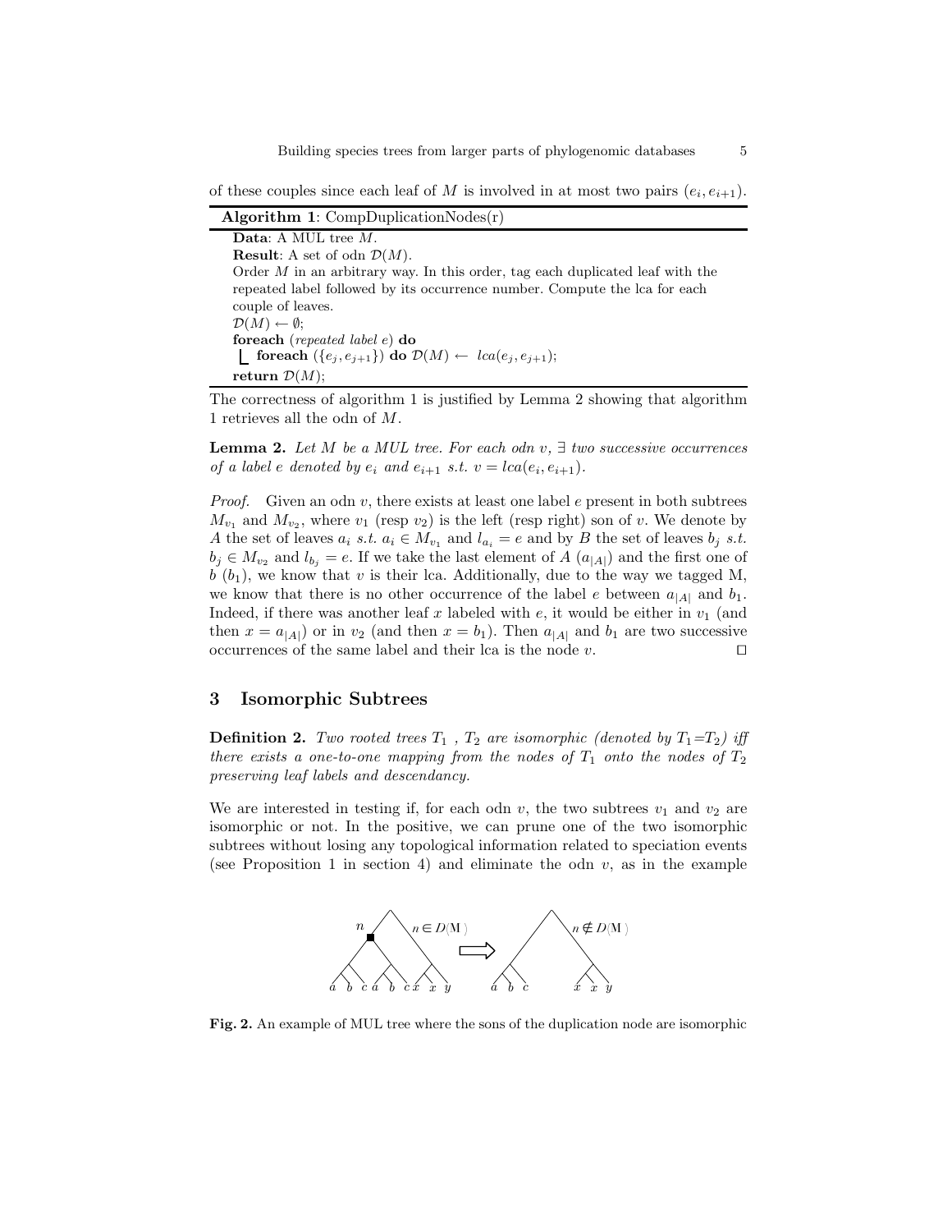of these couples since each leaf of $M$ is involved in at most two pairs $(e_i, e_{i+1})$.

**Algorithm 1**: CompDuplicationNodes(r)

```
Data: A MUL tree M.
Result: A set of odn D(M).
Order M in an arbitrary way. In this order, tag each duplicated leaf with the
repeated label followed by its occurrence number. Compute the lca for each
couple of leaves.
D(M) ← ∅;
foreach (repeated label e) do
    foreach ({e_j, e_{j+1}}) do D(M) ← lca(e_j, e_{j+1});
return D(M);
```

The correctness of algorithm 1 is justified by Lemma 2 showing that algorithm 1 retrieves all the odn of $M$.

**Lemma 2.** *Let $M$ be a MUL tree. For each odn $v$, $\exists$ two successive occurrences of a label $e$ denoted by $e_i$ and $e_{i+1}$ s.t. $v = lca(e_i, e_{i+1})$.*

*Proof.* Given an odn $v$, there exists at least one label $e$ present in both subtrees $M_{v_1}$ and $M_{v_2}$, where $v_1$ (resp $v_2$) is the left (resp right) son of $v$. We denote by $A$ the set of leaves $a_i$ s.t. $a_i \in M_{v_1}$ and $l_{a_i} = e$ and by $B$ the set of leaves $b_j$ s.t. $b_j \in M_{v_2}$ and $l_{b_j} = e$. If we take the last element of $A$ ($a_{|A|}$) and the first one of $b$ ($b_1$), we know that $v$ is their lca. Additionally, due to the way we tagged M, we know that there is no other occurrence of the label $e$ between $a_{|A|}$ and $b_1$. Indeed, if there was another leaf $x$ labeled with $e$, it would be either in $v_1$ (and then $x = a_{|A|}$) or in $v_2$ (and then $x = b_1$). Then $a_{|A|}$ and $b_1$ are two successive occurrences of the same label and their lca is the node $v$. □

## 3 Isomorphic Subtrees

**Definition 2.** *Two rooted trees $T_1$ , $T_2$ are isomorphic (denoted by $T_1$=$T_2$) iff there exists a one-to-one mapping from the nodes of $T_1$ onto the nodes of $T_2$ preserving leaf labels and descendancy.*

We are interested in testing if, for each odn $v$, the two subtrees $v_1$ and $v_2$ are isomorphic or not. In the positive, we can prune one of the two isomorphic subtrees without losing any topological information related to speciation events (see Proposition 1 in section 4) and eliminate the odn $v$, as in the example

**Fig. 2.** An example of MUL tree where the sons of the duplication node are isomorphic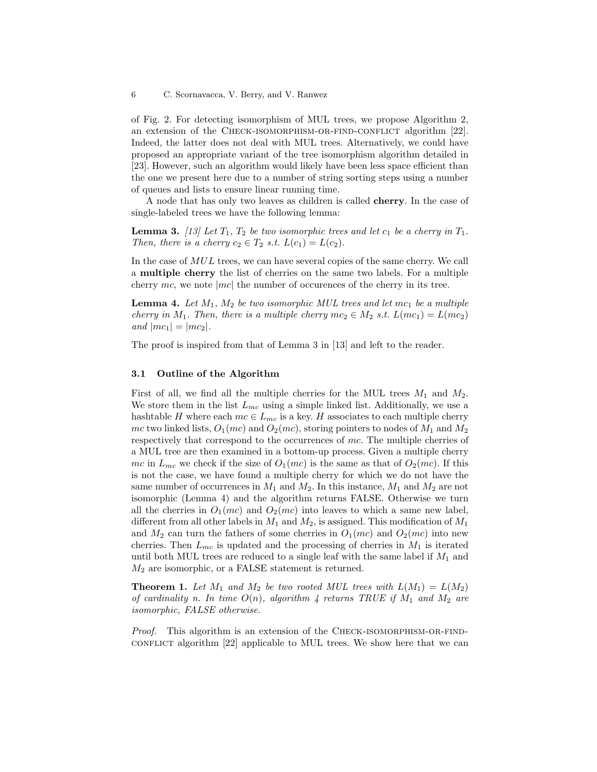of Fig. 2. For detecting isomorphism of MUL trees, we propose Algorithm 2, an extension of the Check-isomorphism-or-find-conflict algorithm [22]. Indeed, the latter does not deal with MUL trees. Alternatively, we could have proposed an appropriate variant of the tree isomorphism algorithm detailed in [23]. However, such an algorithm would likely have been less space efficient than the one we present here due to a number of string sorting steps using a number of queues and lists to ensure linear running time.

A node that has only two leaves as children is called **cherry**. In the case of single-labeled trees we have the following lemma:

**Lemma 3.** *[13] Let $T_1$, $T_2$ be two isomorphic trees and let $c_1$ be a cherry in $T_1$. Then, there is a cherry $c_2 \in T_2$ s.t. $L(c_1) = L(c_2)$.*

In the case of $MUL$ trees, we can have several copies of the same cherry. We call a **multiple cherry** the list of cherries on the same two labels. For a multiple cherry $mc$, we note $|mc|$ the number of occurences of the cherry in its tree.

**Lemma 4.** *Let $M_1$, $M_2$ be two isomorphic MUL trees and let $mc_1$ be a multiple cherry in $M_1$. Then, there is a multiple cherry $mc_2 \in M_2$ s.t. $L(mc_1) = L(mc_2)$ and $|mc_1| = |mc_2|$.*

The proof is inspired from that of Lemma 3 in [13] and left to the reader.

### 3.1 Outline of the Algorithm

First of all, we find all the multiple cherries for the MUL trees $M_1$ and $M_2$. We store them in the list $L_{mc}$ using a simple linked list. Additionally, we use a hashtable $H$ where each $mc \in L_{mc}$ is a key. $H$ associates to each multiple cherry $mc$ two linked lists, $O_1(mc)$ and $O_2(mc)$, storing pointers to nodes of $M_1$ and $M_2$ respectively that correspond to the occurrences of $mc$. The multiple cherries of a MUL tree are then examined in a bottom-up process. Given a multiple cherry $mc$ in $L_{mc}$ we check if the size of $O_1(mc)$ is the same as that of $O_2(mc)$. If this is not the case, we have found a multiple cherry for which we do not have the same number of occurrences in $M_1$ and $M_2$. In this instance, $M_1$ and $M_2$ are not isomorphic (Lemma 4) and the algorithm returns FALSE. Otherwise we turn all the cherries in $O_1(mc)$ and $O_2(mc)$ into leaves to which a same new label, different from all other labels in $M_1$ and $M_2$, is assigned. This modification of $M_1$ and $M_2$ can turn the fathers of some cherries in $O_1(mc)$ and $O_2(mc)$ into new cherries. Then $L_{mc}$ is updated and the processing of cherries in $M_1$ is iterated until both MUL trees are reduced to a single leaf with the same label if $M_1$ and $M_2$ are isomorphic, or a FALSE statement is returned.

**Theorem 1.** *Let $M_1$ and $M_2$ be two rooted MUL trees with $L(M_1) = L(M_2)$ of cardinality n. In time $O(n)$, algorithm 4 returns TRUE if $M_1$ and $M_2$ are isomorphic, FALSE otherwise.*

*Proof.* This algorithm is an extension of the Check-isomorphism-or-find-conflict algorithm [22] applicable to MUL trees. We show here that we can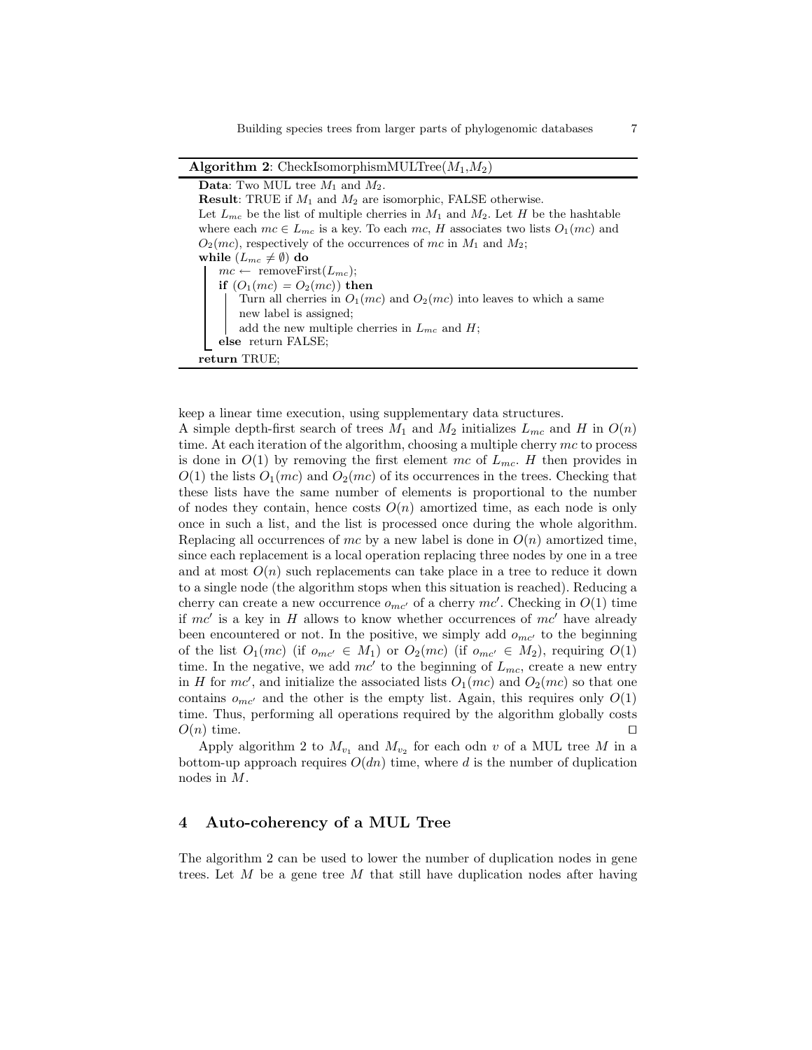**Algorithm 2**: CheckIsomorphismMULTree($M_1$,$M_2$)

```
Data: Two MUL tree M1 and M2.
Result: TRUE if M1 and M2 are isomorphic, FALSE otherwise.
Let L_mc be the list of multiple cherries in M1 and M2. Let H be the hashtable
where each mc ∈ L_mc is a key. To each mc, H associates two lists O1(mc) and
O2(mc), respectively of the occurrences of mc in M1 and M2;
while (L_mc ≠ ∅) do
    mc ← removeFirst(L_mc);
    if (O1(mc) = O2(mc)) then
        Turn all cherries in O1(mc) and O2(mc) into leaves to which a same
        new label is assigned;
        add the new multiple cherries in L_mc and H;
    else return FALSE;
return TRUE;
```

keep a linear time execution, using supplementary data structures.
A simple depth-first search of trees $M_1$ and $M_2$ initializes $L_{mc}$ and $H$ in $O(n)$ time. At each iteration of the algorithm, choosing a multiple cherry $mc$ to process is done in $O(1)$ by removing the first element $mc$ of $L_{mc}$. $H$ then provides in $O(1)$ the lists $O_1(mc)$ and $O_2(mc)$ of its occurrences in the trees. Checking that these lists have the same number of elements is proportional to the number of nodes they contain, hence costs $O(n)$ amortized time, as each node is only once in such a list, and the list is processed once during the whole algorithm. Replacing all occurrences of $mc$ by a new label is done in $O(n)$ amortized time, since each replacement is a local operation replacing three nodes by one in a tree and at most $O(n)$ such replacements can take place in a tree to reduce it down to a single node (the algorithm stops when this situation is reached). Reducing a cherry can create a new occurrence $o_{mc'}$ of a cherry $mc'$. Checking in $O(1)$ time if $mc'$ is a key in $H$ allows to know whether occurrences of $mc'$ have already been encountered or not. In the positive, we simply add $o_{mc'}$ to the beginning of the list $O_1(mc)$ (if $o_{mc'} \in M_1$) or $O_2(mc)$ (if $o_{mc'} \in M_2$), requiring $O(1)$ time. In the negative, we add $mc'$ to the beginning of $L_{mc}$, create a new entry in $H$ for $mc'$, and initialize the associated lists $O_1(mc)$ and $O_2(mc)$ so that one contains $o_{mc'}$ and the other is the empty list. Again, this requires only $O(1)$ time. Thus, performing all operations required by the algorithm globally costs $O(n)$ time. □

Apply algorithm 2 to $M_{v_1}$ and $M_{v_2}$ for each odn $v$ of a MUL tree $M$ in a bottom-up approach requires $O(dn)$ time, where $d$ is the number of duplication nodes in $M$.

## 4 Auto-coherency of a MUL Tree

The algorithm 2 can be used to lower the number of duplication nodes in gene trees. Let $M$ be a gene tree $M$ that still have duplication nodes after having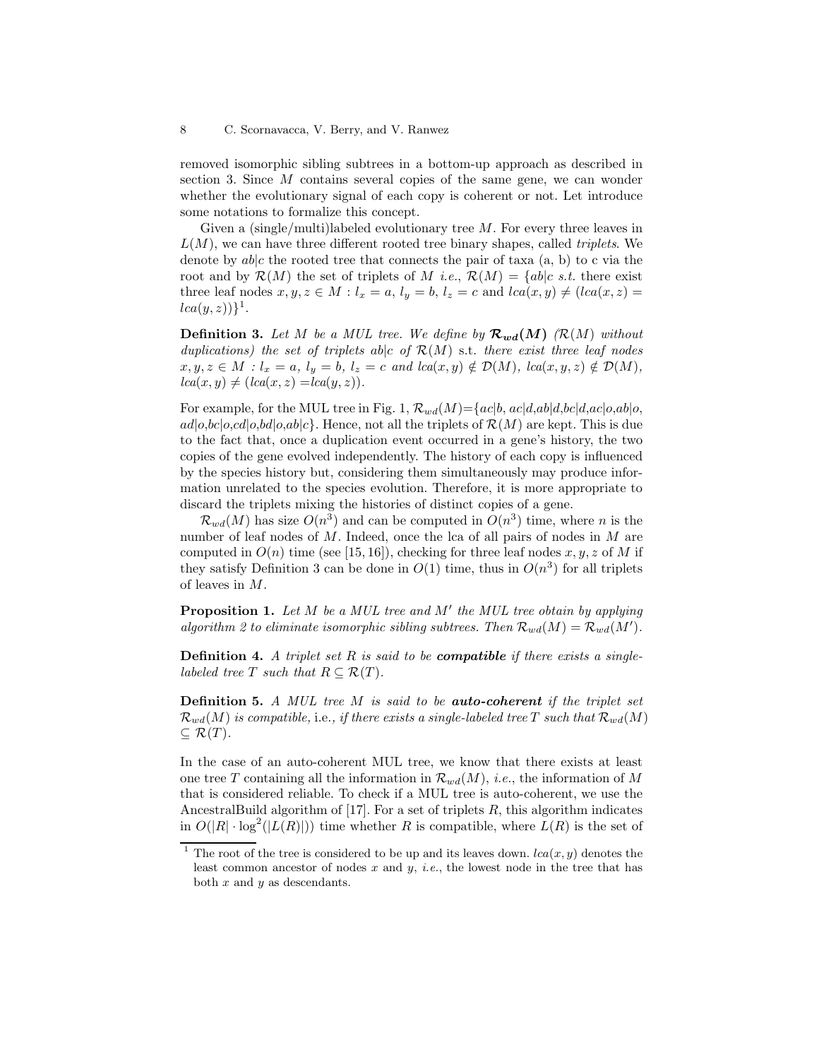removed isomorphic sibling subtrees in a bottom-up approach as described in section 3. Since $M$ contains several copies of the same gene, we can wonder whether the evolutionary signal of each copy is coherent or not. Let introduce some notations to formalize this concept.

Given a (single/multi)labeled evolutionary tree $M$. For every three leaves in $L(M)$, we can have three different rooted tree binary shapes, called *triplets*. We denote by $ab|c$ the rooted tree that connects the pair of taxa (a, b) to c via the root and by $\mathcal{R}(M)$ the set of triplets of $M$ *i.e.*, $\mathcal{R}(M) = \{ab|c \text{ s.t. there exist three leaf nodes } x, y, z \in M : l_x = a,\ l_y = b,\ l_z = c \text{ and } lca(x, y) \neq (lca(x, z) = lca(y, z))\}$[1].

**Definition 3.** *Let $M$ be a MUL tree. We define by $\boldsymbol{\mathcal{R}_{wd}(M)}$ ($\mathcal{R}(M)$ without duplications) the set of triplets $ab|c$ of $\mathcal{R}(M)$* s.t. *there exist three leaf nodes $x, y, z \in M : l_x = a,\ l_y = b,\ l_z = c$ and $lca(x, y) \notin \mathcal{D}(M)$, $lca(x, y, z) \notin \mathcal{D}(M)$, $lca(x, y) \neq (lca(x, z) = lca(y, z))$.*

For example, for the MUL tree in Fig. 1, $\mathcal{R}_{wd}(M)$=$\{ac|b, ac|d, ab|d, bc|d, ac|o, ab|o, ad|o, bc|o, cd|o, bd|o, ab|c\}$. Hence, not all the triplets of $\mathcal{R}(M)$ are kept. This is due to the fact that, once a duplication event occurred in a gene's history, the two copies of the gene evolved independently. The history of each copy is influenced by the species history but, considering them simultaneously may produce information unrelated to the species evolution. Therefore, it is more appropriate to discard the triplets mixing the histories of distinct copies of a gene.

$\mathcal{R}_{wd}(M)$ has size $O(n^3)$ and can be computed in $O(n^3)$ time, where $n$ is the number of leaf nodes of $M$. Indeed, once the lca of all pairs of nodes in $M$ are computed in $O(n)$ time (see [15, 16]), checking for three leaf nodes $x, y, z$ of $M$ if they satisfy Definition 3 can be done in $O(1)$ time, thus in $O(n^3)$ for all triplets of leaves in $M$.

**Proposition 1.** *Let $M$ be a MUL tree and $M'$ the MUL tree obtain by applying algorithm 2 to eliminate isomorphic sibling subtrees. Then $\mathcal{R}_{wd}(M) = \mathcal{R}_{wd}(M')$.*

**Definition 4.** *A triplet set $R$ is said to be* ***compatible*** *if there exists a single-labeled tree $T$ such that $R \subseteq \mathcal{R}(T)$.*

**Definition 5.** *A MUL tree $M$ is said to be* ***auto-coherent*** *if the triplet set $\mathcal{R}_{wd}(M)$ is compatible,* i.e.*, if there exists a single-labeled tree $T$ such that $\mathcal{R}_{wd}(M) \subseteq \mathcal{R}(T)$.*

In the case of an auto-coherent MUL tree, we know that there exists at least one tree $T$ containing all the information in $\mathcal{R}_{wd}(M)$, *i.e.*, the information of $M$ that is considered reliable. To check if a MUL tree is auto-coherent, we use the AncestralBuild algorithm of [17]. For a set of triplets $R$, this algorithm indicates in $O(|R| \cdot \log^2(|L(R)|))$ time whether $R$ is compatible, where $L(R)$ is the set of

---

[1] The root of the tree is considered to be up and its leaves down. $lca(x, y)$ denotes the least common ancestor of nodes $x$ and $y$, *i.e.*, the lowest node in the tree that has both $x$ and $y$ as descendants.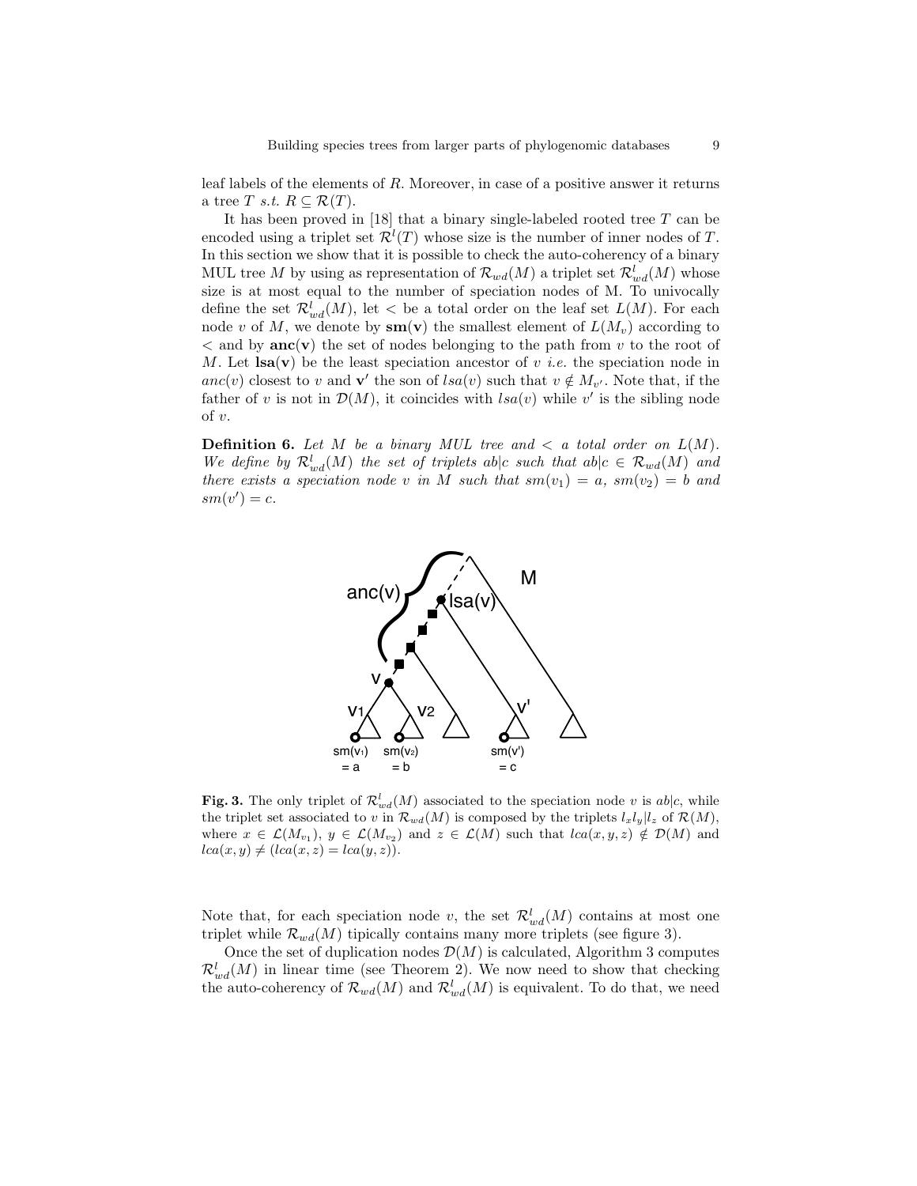leaf labels of the elements of $R$. Moreover, in case of a positive answer it returns a tree $T$ *s.t.* $R \subseteq \mathcal{R}(T)$.

It has been proved in [18] that a binary single-labeled rooted tree $T$ can be encoded using a triplet set $\mathcal{R}^l(T)$ whose size is the number of inner nodes of $T$. In this section we show that it is possible to check the auto-coherency of a binary MUL tree $M$ by using as representation of $\mathcal{R}_{wd}(M)$ a triplet set $\mathcal{R}^l_{wd}(M)$ whose size is at most equal to the number of speciation nodes of M. To univocally define the set $\mathcal{R}^l_{wd}(M)$, let $<$ be a total order on the leaf set $L(M)$. For each node $v$ of $M$, we denote by $\mathbf{sm(v)}$ the smallest element of $L(M_v)$ according to $<$ and by $\mathbf{anc(v)}$ the set of nodes belonging to the path from $v$ to the root of $M$. Let $\mathbf{lsa(v)}$ be the least speciation ancestor of $v$ *i.e.* the speciation node in $anc(v)$ closest to $v$ and $\mathbf{v'}$ the son of $lsa(v)$ such that $v \notin M_{v'}$. Note that, if the father of $v$ is not in $\mathcal{D}(M)$, it coincides with $lsa(v)$ while $v'$ is the sibling node of $v$.

**Definition 6.** *Let $M$ be a binary MUL tree and $<$ a total order on $L(M)$. We define by $\mathcal{R}^l_{wd}(M)$ the set of triplets $ab|c$ such that $ab|c \in \mathcal{R}_{wd}(M)$ and there exists a speciation node $v$ in $M$ such that $sm(v_1) = a$, $sm(v_2) = b$ and $sm(v') = c$.*

**Fig. 3.** The only triplet of $\mathcal{R}^l_{wd}(M)$ associated to the speciation node $v$ is $ab|c$, while the triplet set associated to $v$ in $\mathcal{R}_{wd}(M)$ is composed by the triplets $l_x l_y | l_z$ of $\mathcal{R}(M)$, where $x \in \mathcal{L}(M_{v_1})$, $y \in \mathcal{L}(M_{v_2})$ and $z \in \mathcal{L}(M)$ such that $lca(x, y, z) \notin \mathcal{D}(M)$ and $lca(x, y) \neq (lca(x, z) = lca(y, z))$.

Note that, for each speciation node $v$, the set $\mathcal{R}^l_{wd}(M)$ contains at most one triplet while $\mathcal{R}_{wd}(M)$ tipically contains many more triplets (see figure 3).

Once the set of duplication nodes $\mathcal{D}(M)$ is calculated, Algorithm 3 computes $\mathcal{R}^l_{wd}(M)$ in linear time (see Theorem 2). We now need to show that checking the auto-coherency of $\mathcal{R}_{wd}(M)$ and $\mathcal{R}^l_{wd}(M)$ is equivalent. To do that, we need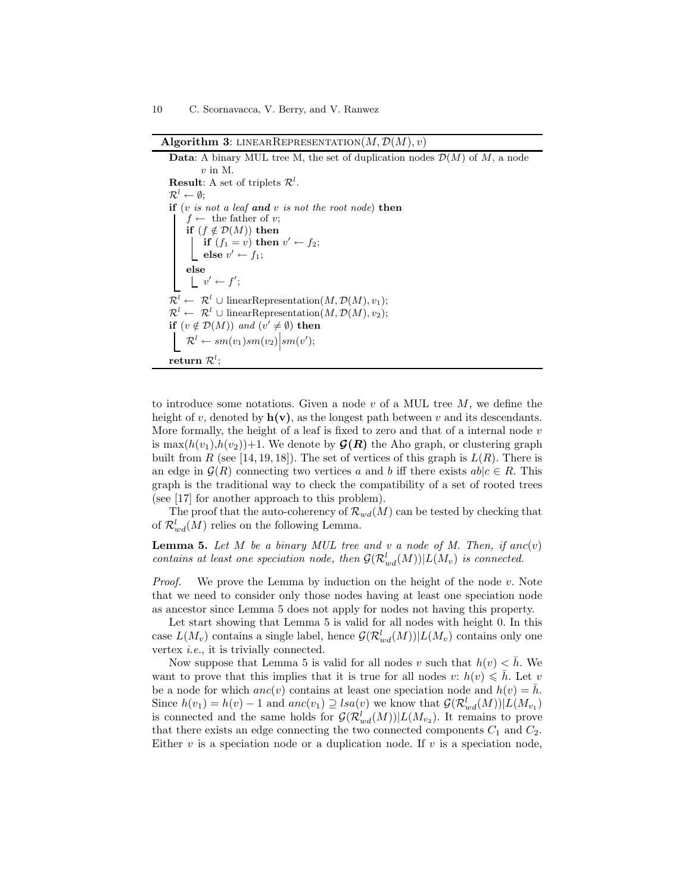**Algorithm 3**: linearRepresentation($M, \mathcal{D}(M), v$)

```
Data: A binary MUL tree M, the set of duplication nodes D(M) of M, a node
      v in M.
Result: A set of triplets R^l.
R^l ← ∅;
if (v is not a leaf and v is not the root node) then
    f ← the father of v;
    if (f ∉ D(M)) then
        if (f_1 = v) then v' ← f_2;
        else v' ← f_1;
    else
        v' ← f';
R^l ← R^l ∪ linearRepresentation(M, D(M), v_1);
R^l ← R^l ∪ linearRepresentation(M, D(M), v_2);
if (v ∉ D(M)) and (v' ≠ ∅) then
    R^l ← sm(v_1)sm(v_2)|sm(v');
return R^l;
```

to introduce some notations. Given a node $v$ of a MUL tree $M$, we define the height of $v$, denoted by $\mathbf{h(v)}$, as the longest path between $v$ and its descendants. More formally, the height of a leaf is fixed to zero and that of a internal node $v$ is $\max(h(v_1),h(v_2))+1$. We denote by $\boldsymbol{\mathcal{G}(R)}$ the Aho graph, or clustering graph built from $R$ (see [14, 19, 18]). The set of vertices of this graph is $L(R)$. There is an edge in $\mathcal{G}(R)$ connecting two vertices $a$ and $b$ iff there exists $ab|c \in R$. This graph is the traditional way to check the compatibility of a set of rooted trees (see [17] for another approach to this problem).

The proof that the auto-coherency of $\mathcal{R}_{wd}(M)$ can be tested by checking that of $\mathcal{R}^l_{wd}(M)$ relies on the following Lemma.

**Lemma 5.** *Let $M$ be a binary MUL tree and $v$ a node of $M$. Then, if $anc(v)$ contains at least one speciation node, then $\mathcal{G}(\mathcal{R}^l_{wd}(M))|L(M_v)$ is connected.*

*Proof.* We prove the Lemma by induction on the height of the node $v$. Note that we need to consider only those nodes having at least one speciation node as ancestor since Lemma 5 does not apply for nodes not having this property.

Let start showing that Lemma 5 is valid for all nodes with height 0. In this case $L(M_v)$ contains a single label, hence $\mathcal{G}(\mathcal{R}^l_{wd}(M))|L(M_v)$ contains only one vertex *i.e.*, it is trivially connected.

Now suppose that Lemma 5 is valid for all nodes $v$ such that $h(v) < \bar{h}$. We want to prove that this implies that it is true for all nodes $v$: $h(v) \leqslant \bar{h}$. Let $v$ be a node for which $anc(v)$ contains at least one speciation node and $h(v) = \bar{h}$. Since $h(v_1) = h(v) - 1$ and $anc(v_1) \supseteq lsa(v)$ we know that $\mathcal{G}(\mathcal{R}^l_{wd}(M))|L(M_{v_1})$ is connected and the same holds for $\mathcal{G}(\mathcal{R}^l_{wd}(M))|L(M_{v_2})$. It remains to prove that there exists an edge connecting the two connected components $C_1$ and $C_2$. Either $v$ is a speciation node or a duplication node. If $v$ is a speciation node,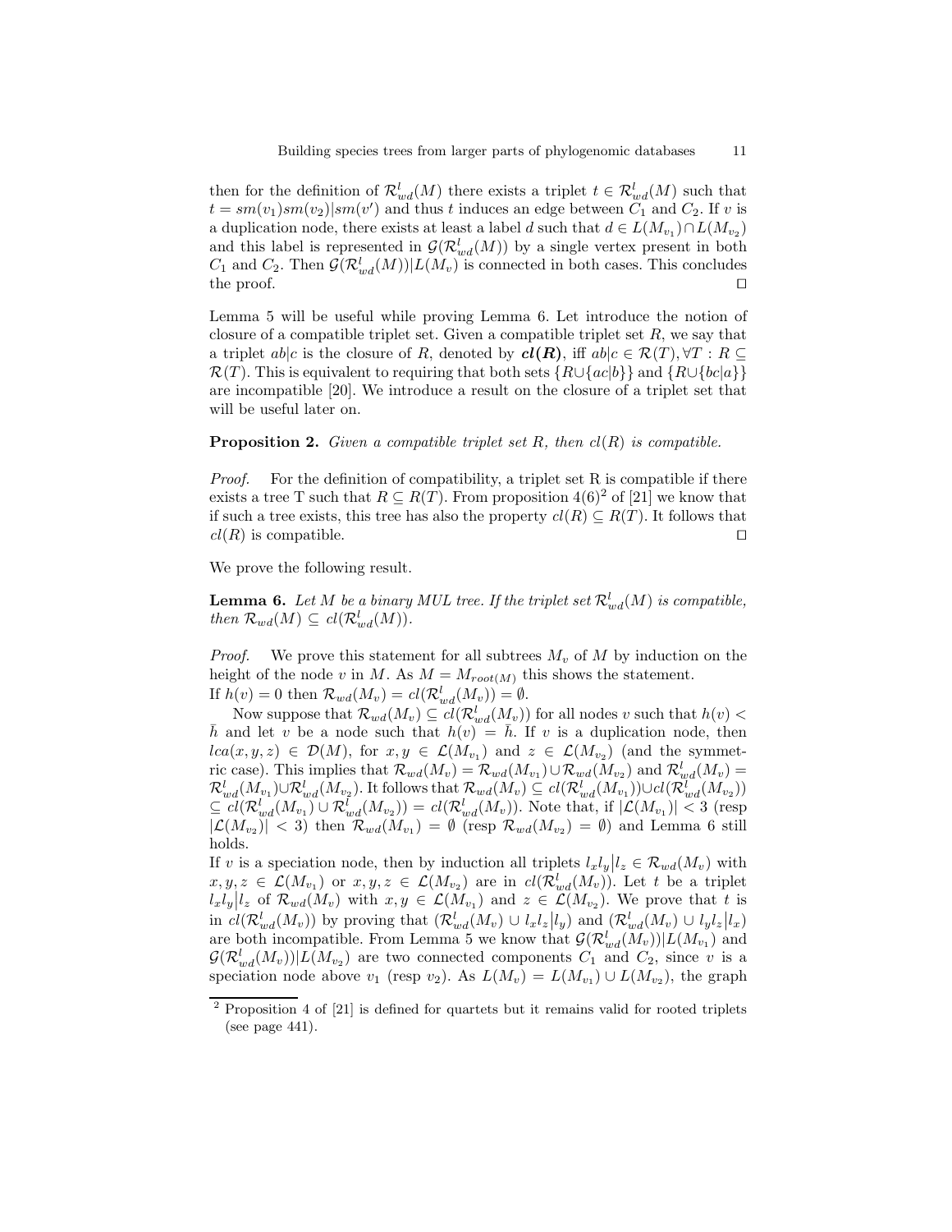then for the definition of $\mathcal{R}^l_{wd}(M)$ there exists a triplet $t \in \mathcal{R}^l_{wd}(M)$ such that $t = sm(v_1)sm(v_2)|sm(v')$ and thus $t$ induces an edge between $C_1$ and $C_2$. If $v$ is a duplication node, there exists at least a label $d$ such that $d \in L(M_{v_1}) \cap L(M_{v_2})$ and this label is represented in $\mathcal{G}(\mathcal{R}^l_{wd}(M))$ by a single vertex present in both $C_1$ and $C_2$. Then $\mathcal{G}(\mathcal{R}^l_{wd}(M))|L(M_v)$ is connected in both cases. This concludes the proof. ◻

Lemma 5 will be useful while proving Lemma 6. Let introduce the notion of closure of a compatible triplet set. Given a compatible triplet set $R$, we say that a triplet $ab|c$ is the closure of $R$, denoted by $\boldsymbol{cl(R)}$, iff $ab|c \in \mathcal{R}(T), \forall T : R \subseteq \mathcal{R}(T)$. This is equivalent to requiring that both sets $\{R \cup \{ac|b\}\}$ and $\{R \cup \{bc|a\}\}$ are incompatible [20]. We introduce a result on the closure of a triplet set that will be useful later on.

**Proposition 2.** *Given a compatible triplet set $R$, then $cl(R)$ is compatible.*

*Proof.* For the definition of compatibility, a triplet set R is compatible if there exists a tree T such that $R \subseteq R(T)$. From proposition 4(6)[2] of [21] we know that if such a tree exists, this tree has also the property $cl(R) \subseteq R(T)$. It follows that $cl(R)$ is compatible. ◻

We prove the following result.

**Lemma 6.** *Let $M$ be a binary MUL tree. If the triplet set $\mathcal{R}^l_{wd}(M)$ is compatible, then $\mathcal{R}_{wd}(M) \subseteq cl(\mathcal{R}^l_{wd}(M))$.*

*Proof.* We prove this statement for all subtrees $M_v$ of $M$ by induction on the height of the node $v$ in $M$. As $M = M_{root(M)}$ this shows the statement.
If $h(v) = 0$ then $\mathcal{R}_{wd}(M_v) = cl(\mathcal{R}^l_{wd}(M_v)) = \emptyset$.

Now suppose that $\mathcal{R}_{wd}(M_v) \subseteq cl(\mathcal{R}^l_{wd}(M_v))$ for all nodes $v$ such that $h(v) < \bar{h}$ and let $v$ be a node such that $h(v) = \bar{h}$. If $v$ is a duplication node, then $lca(x, y, z) \in \mathcal{D}(M)$, for $x, y \in \mathcal{L}(M_{v_1})$ and $z \in \mathcal{L}(M_{v_2})$ (and the symmetric case). This implies that $\mathcal{R}_{wd}(M_v) = \mathcal{R}_{wd}(M_{v_1}) \cup \mathcal{R}_{wd}(M_{v_2})$ and $\mathcal{R}^l_{wd}(M_v) = \mathcal{R}^l_{wd}(M_{v_1}) \cup \mathcal{R}^l_{wd}(M_{v_2})$. It follows that $\mathcal{R}_{wd}(M_v) \subseteq cl(\mathcal{R}^l_{wd}(M_{v_1})) \cup cl(\mathcal{R}^l_{wd}(M_{v_2})) \subseteq cl(\mathcal{R}^l_{wd}(M_{v_1}) \cup \mathcal{R}^l_{wd}(M_{v_2})) = cl(\mathcal{R}^l_{wd}(M_v))$. Note that, if $|\mathcal{L}(M_{v_1})| < 3$ (resp $|\mathcal{L}(M_{v_2})| < 3$) then $\mathcal{R}_{wd}(M_{v_1}) = \emptyset$ (resp $\mathcal{R}_{wd}(M_{v_2}) = \emptyset$) and Lemma 6 still holds.
If $v$ is a speciation node, then by induction all triplets $l_x l_y | l_z \in \mathcal{R}_{wd}(M_v)$ with $x, y, z \in \mathcal{L}(M_{v_1})$ or $x, y, z \in \mathcal{L}(M_{v_2})$ are in $cl(\mathcal{R}^l_{wd}(M_v))$. Let $t$ be a triplet $l_x l_y | l_z$ of $\mathcal{R}_{wd}(M_v)$ with $x, y \in \mathcal{L}(M_{v_1})$ and $z \in \mathcal{L}(M_{v_2})$. We prove that $t$ is in $cl(\mathcal{R}^l_{wd}(M_v))$ by proving that $(\mathcal{R}^l_{wd}(M_v) \cup l_x l_z | l_y)$ and $(\mathcal{R}^l_{wd}(M_v) \cup l_y l_z | l_x)$ are both incompatible. From Lemma 5 we know that $\mathcal{G}(\mathcal{R}^l_{wd}(M_v))|L(M_{v_1})$ and $\mathcal{G}(\mathcal{R}^l_{wd}(M_v))|L(M_{v_2})$ are two connected components $C_1$ and $C_2$, since $v$ is a speciation node above $v_1$ (resp $v_2$). As $L(M_v) = L(M_{v_1}) \cup L(M_{v_2})$, the graph

[2] Proposition 4 of [21] is defined for quartets but it remains valid for rooted triplets (see page 441).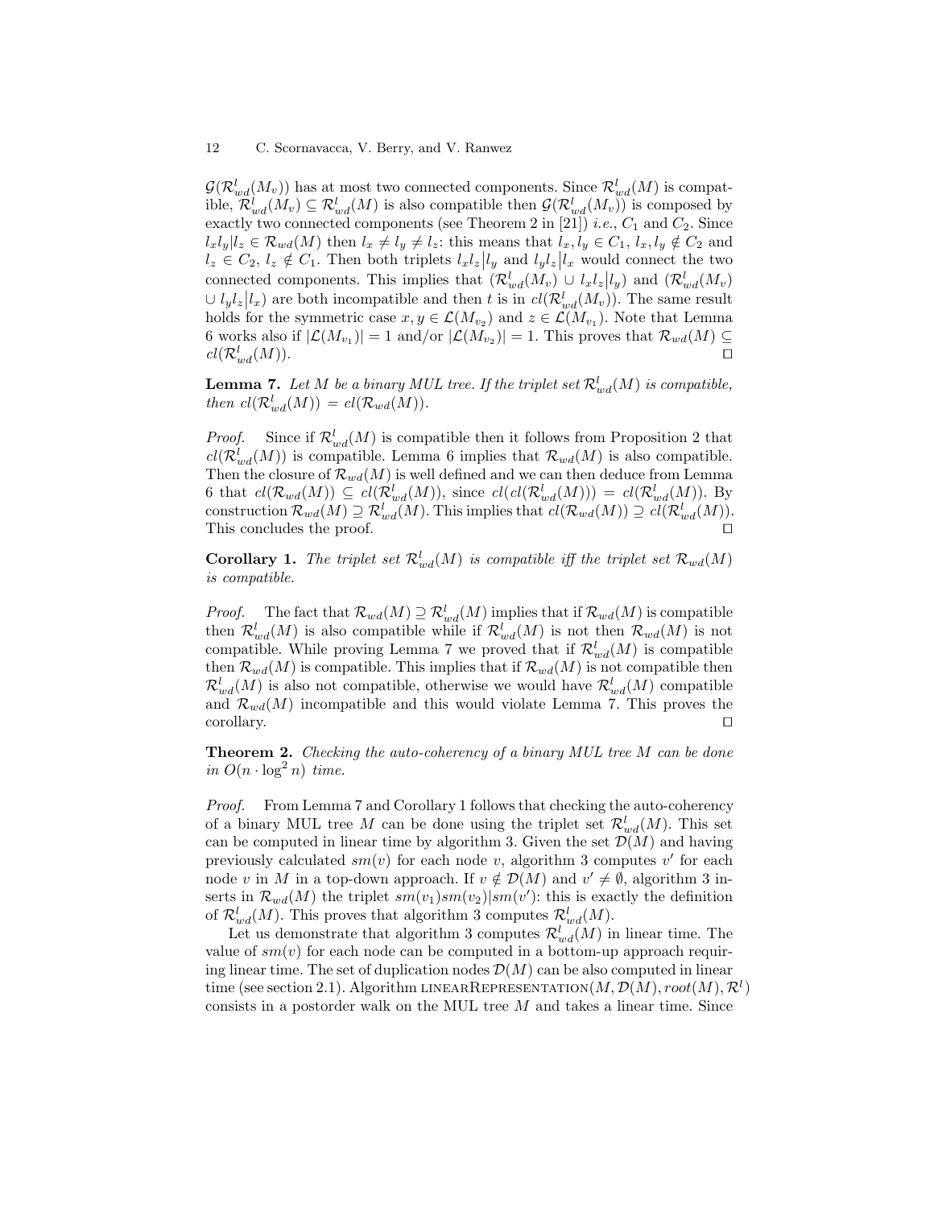$\mathcal{G}(\mathcal{R}^l_{wd}(M_v))$ has at most two connected components. Since $\mathcal{R}^l_{wd}(M)$ is compatible, $\mathcal{R}^l_{wd}(M_v) \subseteq \mathcal{R}^l_{wd}(M)$ is also compatible then $\mathcal{G}(\mathcal{R}^l_{wd}(M_v))$ is composed by exactly two connected components (see Theorem 2 in [21]) *i.e.*, $C_1$ and $C_2$. Since $l_x l_y | l_z \in \mathcal{R}_{wd}(M)$ then $l_x \neq l_y \neq l_z$: this means that $l_x, l_y \in C_1$, $l_x, l_y \notin C_2$ and $l_z \in C_2$, $l_z \notin C_1$. Then both triplets $l_x l_z | l_y$ and $l_y l_z | l_x$ would connect the two connected components. This implies that $(\mathcal{R}^l_{wd}(M_v) \cup l_x l_z | l_y)$ and $(\mathcal{R}^l_{wd}(M_v) \cup l_y l_z | l_x)$ are both incompatible and then $t$ is in $cl(\mathcal{R}^l_{wd}(M_v))$. The same result holds for the symmetric case $x, y \in \mathcal{L}(M_{v_2})$ and $z \in \mathcal{L}(M_{v_1})$. Note that Lemma 6 works also if $|\mathcal{L}(M_{v_1})| = 1$ and/or $|\mathcal{L}(M_{v_2})| = 1$. This proves that $\mathcal{R}_{wd}(M) \subseteq cl(\mathcal{R}^l_{wd}(M))$. ◻

**Lemma 7.** *Let $M$ be a binary MUL tree. If the triplet set $\mathcal{R}^l_{wd}(M)$ is compatible, then $cl(\mathcal{R}^l_{wd}(M)) = cl(\mathcal{R}_{wd}(M))$.*

*Proof.* Since if $\mathcal{R}^l_{wd}(M)$ is compatible then it follows from Proposition 2 that $cl(\mathcal{R}^l_{wd}(M))$ is compatible. Lemma 6 implies that $\mathcal{R}_{wd}(M)$ is also compatible. Then the closure of $\mathcal{R}_{wd}(M)$ is well defined and we can then deduce from Lemma 6 that $cl(\mathcal{R}_{wd}(M)) \subseteq cl(\mathcal{R}^l_{wd}(M))$, since $cl(cl(\mathcal{R}^l_{wd}(M))) = cl(\mathcal{R}^l_{wd}(M))$. By construction $\mathcal{R}_{wd}(M) \supseteq \mathcal{R}^l_{wd}(M)$. This implies that $cl(\mathcal{R}_{wd}(M)) \supseteq cl(\mathcal{R}^l_{wd}(M))$. This concludes the proof. ◻

**Corollary 1.** *The triplet set $\mathcal{R}^l_{wd}(M)$ is compatible iff the triplet set $\mathcal{R}_{wd}(M)$ is compatible.*

*Proof.* The fact that $\mathcal{R}_{wd}(M) \supseteq \mathcal{R}^l_{wd}(M)$ implies that if $\mathcal{R}_{wd}(M)$ is compatible then $\mathcal{R}^l_{wd}(M)$ is also compatible while if $\mathcal{R}^l_{wd}(M)$ is not then $\mathcal{R}_{wd}(M)$ is not compatible. While proving Lemma 7 we proved that if $\mathcal{R}^l_{wd}(M)$ is compatible then $\mathcal{R}_{wd}(M)$ is compatible. This implies that if $\mathcal{R}_{wd}(M)$ is not compatible then $\mathcal{R}^l_{wd}(M)$ is also not compatible, otherwise we would have $\mathcal{R}^l_{wd}(M)$ compatible and $\mathcal{R}_{wd}(M)$ incompatible and this would violate Lemma 7. This proves the corollary. ◻

**Theorem 2.** *Checking the auto-coherency of a binary MUL tree $M$ can be done in $O(n \cdot \log^2 n)$ time.*

*Proof.* From Lemma 7 and Corollary 1 follows that checking the auto-coherency of a binary MUL tree $M$ can be done using the triplet set $\mathcal{R}^l_{wd}(M)$. This set can be computed in linear time by algorithm 3. Given the set $\mathcal{D}(M)$ and having previously calculated $sm(v)$ for each node $v$, algorithm 3 computes $v'$ for each node $v$ in $M$ in a top-down approach. If $v \notin \mathcal{D}(M)$ and $v' \neq \emptyset$, algorithm 3 inserts in $\mathcal{R}_{wd}(M)$ the triplet $sm(v_1)sm(v_2)|sm(v')$: this is exactly the definition of $\mathcal{R}^l_{wd}(M)$. This proves that algorithm 3 computes $\mathcal{R}^l_{wd}(M)$.

Let us demonstrate that algorithm 3 computes $\mathcal{R}^l_{wd}(M)$ in linear time. The value of $sm(v)$ for each node can be computed in a bottom-up approach requiring linear time. The set of duplication nodes $\mathcal{D}(M)$ can be also computed in linear time (see section 2.1). Algorithm LINEARREPRESENTATION$(M, \mathcal{D}(M), root(M), \mathcal{R}^l)$ consists in a postorder walk on the MUL tree $M$ and takes a linear time. Since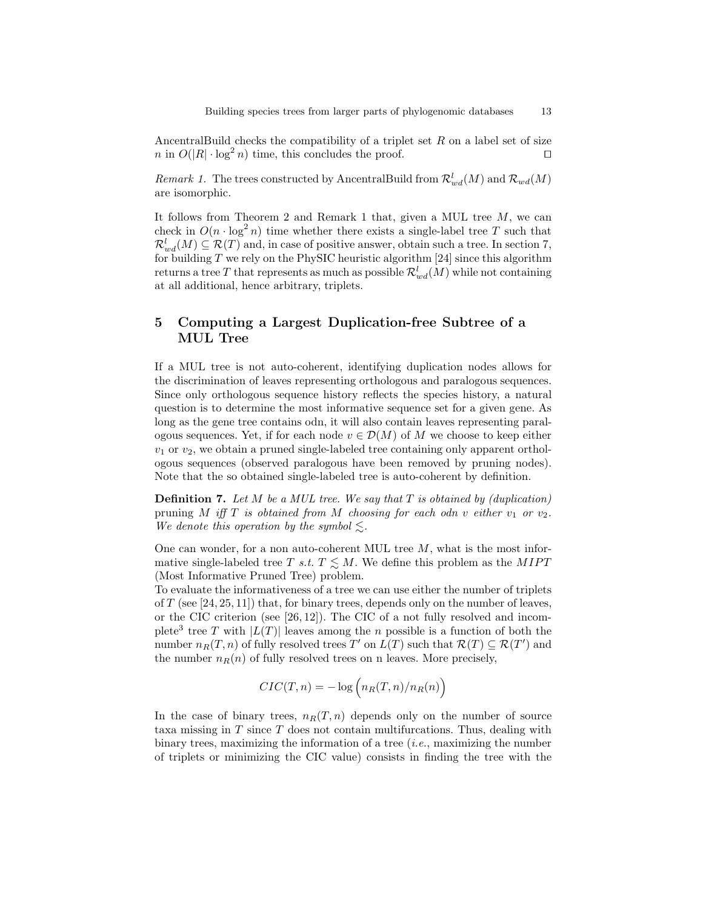AncentralBuild checks the compatibility of a triplet set $R$ on a label set of size $n$ in $O(|R| \cdot \log^2 n)$ time, this concludes the proof. □

*Remark 1.* The trees constructed by AncentralBuild from $\mathcal{R}^l_{wd}(M)$ and $\mathcal{R}_{wd}(M)$ are isomorphic.

It follows from Theorem 2 and Remark 1 that, given a MUL tree $M$, we can check in $O(n \cdot \log^2 n)$ time whether there exists a single-label tree $T$ such that $\mathcal{R}^l_{wd}(M) \subseteq \mathcal{R}(T)$ and, in case of positive answer, obtain such a tree. In section 7, for building $T$ we rely on the PhySIC heuristic algorithm [24] since this algorithm returns a tree $T$ that represents as much as possible $\mathcal{R}^l_{wd}(M)$ while not containing at all additional, hence arbitrary, triplets.

## 5 Computing a Largest Duplication-free Subtree of a MUL Tree

If a MUL tree is not auto-coherent, identifying duplication nodes allows for the discrimination of leaves representing orthologous and paralogous sequences. Since only orthologous sequence history reflects the species history, a natural question is to determine the most informative sequence set for a given gene. As long as the gene tree contains odn, it will also contain leaves representing paralogous sequences. Yet, if for each node $v \in \mathcal{D}(M)$ of $M$ we choose to keep either $v_1$ or $v_2$, we obtain a pruned single-labeled tree containing only apparent orthologous sequences (observed paralogous have been removed by pruning nodes). Note that the so obtained single-labeled tree is auto-coherent by definition.

**Definition 7.** *Let $M$ be a MUL tree. We say that $T$ is obtained by (duplication)* pruning *$M$ iff $T$ is obtained from $M$ choosing for each odn $v$ either $v_1$ or $v_2$. We denote this operation by the symbol $\lesssim$.*

One can wonder, for a non auto-coherent MUL tree $M$, what is the most informative single-labeled tree $T$ *s.t.* $T \lesssim M$. We define this problem as the *MIPT* (Most Informative Pruned Tree) problem.
To evaluate the informativeness of a tree we can use either the number of triplets of $T$ (see [24, 25, 11]) that, for binary trees, depends only on the number of leaves, or the CIC criterion (see [26, 12]). The CIC of a not fully resolved and incomplete[3] tree $T$ with $|L(T)|$ leaves among the $n$ possible is a function of both the number $n_R(T, n)$ of fully resolved trees $T'$ on $L(T)$ such that $\mathcal{R}(T) \subseteq \mathcal{R}(T')$ and the number $n_R(n)$ of fully resolved trees on n leaves. More precisely,

$$CIC(T, n) = -\log\Big(n_R(T, n)/n_R(n)\Big)$$

In the case of binary trees, $n_R(T, n)$ depends only on the number of source taxa missing in $T$ since $T$ does not contain multifurcations. Thus, dealing with binary trees, maximizing the information of a tree (*i.e.*, maximizing the number of triplets or minimizing the CIC value) consists in finding the tree with the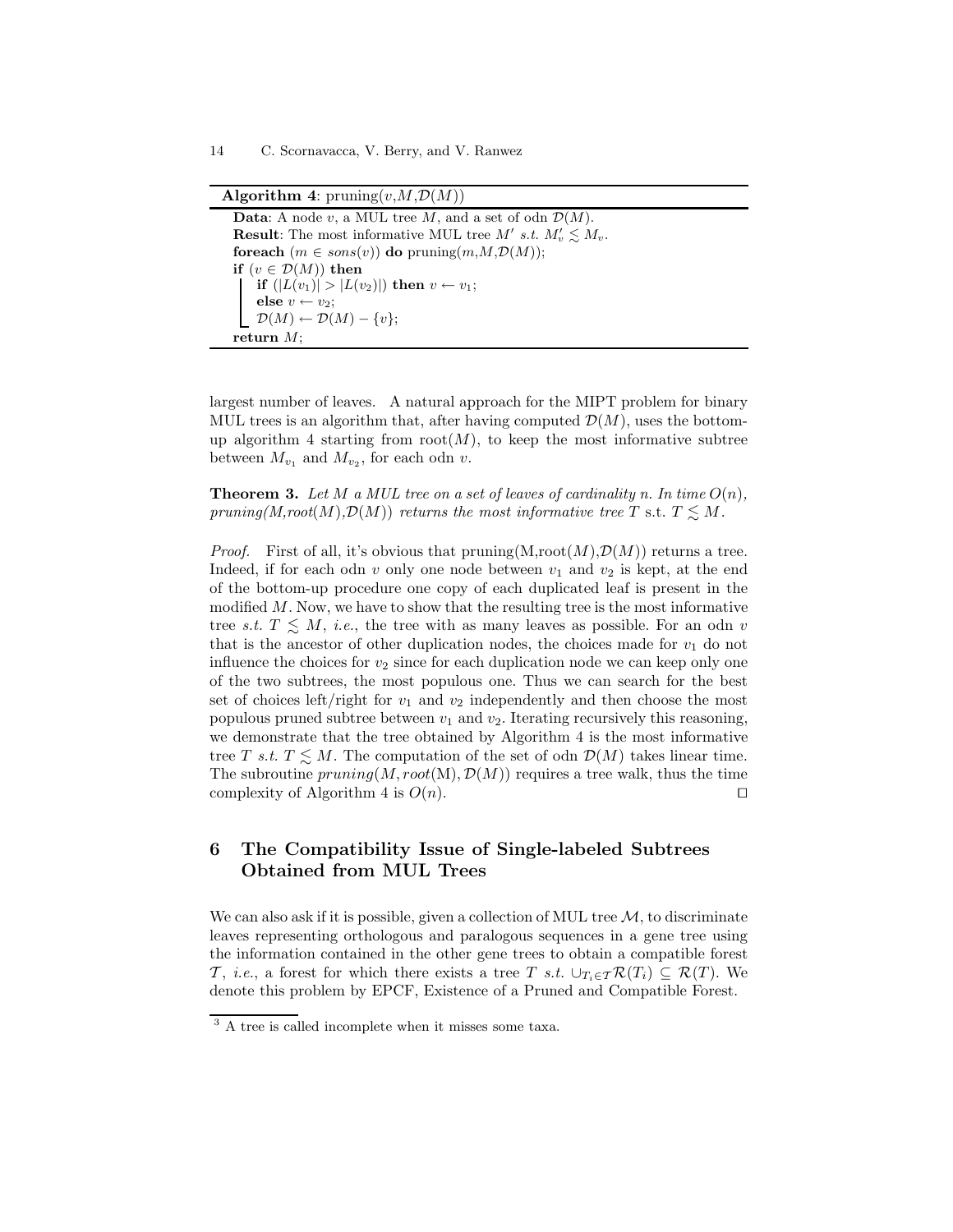**Algorithm 4**: pruning($v$,$M$,$\mathcal{D}(M)$)

```
Data: A node v, a MUL tree M, and a set of odn D(M).
Result: The most informative MUL tree M' s.t. M'_v ≲ M_v.
foreach (m ∈ sons(v)) do pruning(m,M,D(M));
if (v ∈ D(M)) then
    if (|L(v_1)| > |L(v_2)|) then v ← v_1;
    else v ← v_2;
    D(M) ← D(M) − {v};
return M;
```

largest number of leaves. A natural approach for the MIPT problem for binary MUL trees is an algorithm that, after having computed $\mathcal{D}(M)$, uses the bottom-up algorithm 4 starting from root($M$), to keep the most informative subtree between $M_{v_1}$ and $M_{v_2}$, for each odn $v$.

**Theorem 3.** *Let $M$ a MUL tree on a set of leaves of cardinality $n$. In time $O(n)$, pruning($M$,root($M$),$\mathcal{D}(M)$) returns the most informative tree $T$* s.t. $T \lesssim M$.

*Proof.* First of all, it's obvious that pruning(M,root($M$),$\mathcal{D}(M)$) returns a tree. Indeed, if for each odn $v$ only one node between $v_1$ and $v_2$ is kept, at the end of the bottom-up procedure one copy of each duplicated leaf is present in the modified $M$. Now, we have to show that the resulting tree is the most informative tree *s.t.* $T \lesssim M$, *i.e.*, the tree with as many leaves as possible. For an odn $v$ that is the ancestor of other duplication nodes, the choices made for $v_1$ do not influence the choices for $v_2$ since for each duplication node we can keep only one of the two subtrees, the most populous one. Thus we can search for the best set of choices left/right for $v_1$ and $v_2$ independently and then choose the most populous pruned subtree between $v_1$ and $v_2$. Iterating recursively this reasoning, we demonstrate that the tree obtained by Algorithm 4 is the most informative tree $T$ *s.t.* $T \lesssim M$. The computation of the set of odn $\mathcal{D}(M)$ takes linear time. The subroutine $pruning(M, root(\text{M}), \mathcal{D}(M))$ requires a tree walk, thus the time complexity of Algorithm 4 is $O(n)$. ☐

## 6 The Compatibility Issue of Single-labeled Subtrees Obtained from MUL Trees

We can also ask if it is possible, given a collection of MUL tree $\mathcal{M}$, to discriminate leaves representing orthologous and paralogous sequences in a gene tree using the information contained in the other gene trees to obtain a compatible forest $\mathcal{T}$, *i.e.*, a forest for which there exists a tree $T$ *s.t.* $\cup_{T_i \in \mathcal{T}} \mathcal{R}(T_i) \subseteq \mathcal{R}(T)$. We denote this problem by EPCF, Existence of a Pruned and Compatible Forest.

[3] A tree is called incomplete when it misses some taxa.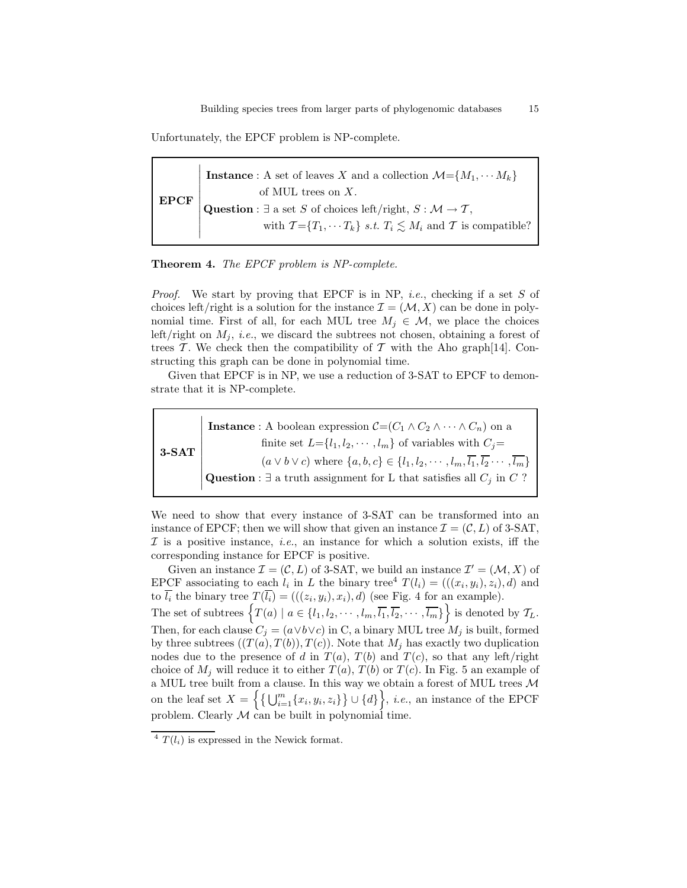Unfortunately, the EPCF problem is NP-complete.

| | |
|---|---|
| **EPCF** | **Instance** : A set of leaves $X$ and a collection $\mathcal{M}$=$\{M_1, \cdots M_k\}$ of MUL trees on $X$.<br>**Question** : $\exists$ a set $S$ of choices left/right, $S : \mathcal{M} \rightarrow \mathcal{T}$, with $\mathcal{T}$=$\{T_1, \cdots T_k\}$ *s.t.* $T_i \lesssim M_i$ and $\mathcal{T}$ is compatible? |

**Theorem 4.** *The EPCF problem is NP-complete.*

*Proof.* We start by proving that EPCF is in NP, *i.e.*, checking if a set $S$ of choices left/right is a solution for the instance $\mathcal{I} = (\mathcal{M}, X)$ can be done in polynomial time. First of all, for each MUL tree $M_j \in \mathcal{M}$, we place the choices left/right on $M_j$, *i.e.*, we discard the subtrees not chosen, obtaining a forest of trees $\mathcal{T}$. We check then the compatibility of $\mathcal{T}$ with the Aho graph[14]. Constructing this graph can be done in polynomial time.

Given that EPCF is in NP, we use a reduction of 3-SAT to EPCF to demonstrate that it is NP-complete.

| | |
|---|---|
| **3-SAT** | **Instance** : A boolean expression $\mathcal{C}$=$(C_1 \wedge C_2 \wedge \cdots \wedge C_n)$ on a finite set $L$=$\{l_1, l_2, \cdots, l_m\}$ of variables with $C_j$= $(a \vee b \vee c)$ where $\{a, b, c\} \in \{l_1, l_2, \cdots, l_m, \overline{l_1}, \overline{l_2} \cdots, \overline{l_m}\}$<br>**Question** : $\exists$ a truth assignment for L that satisfies all $C_j$ in $C$ ? |

We need to show that every instance of 3-SAT can be transformed into an instance of EPCF; then we will show that given an instance $\mathcal{I} = (\mathcal{C}, L)$ of 3-SAT, $\mathcal{I}$ is a positive instance, *i.e.*, an instance for which a solution exists, iff the corresponding instance for EPCF is positive.

Given an instance $\mathcal{I} = (\mathcal{C}, L)$ of 3-SAT, we build an instance $\mathcal{I}' = (\mathcal{M}, X)$ of EPCF associating to each $l_i$ in $L$ the binary tree[4] $T(l_i) = (((x_i, y_i), z_i), d)$ and to $\overline{l_i}$ the binary tree $T(\overline{l_i}) = (((z_i, y_i), x_i), d)$ (see Fig. 4 for an example). The set of subtrees $\left\{T(a) \mid a \in \{l_1, l_2, \cdots, l_m, \overline{l_1}, \overline{l_2}, \cdots, \overline{l_m}\}\right\}$ is denoted by $\mathcal{T}_L$. Then, for each clause $C_j = (a \vee b \vee c)$ in C, a binary MUL tree $M_j$ is built, formed by three subtrees $((T(a), T(b)), T(c))$. Note that $M_j$ has exactly two duplication nodes due to the presence of $d$ in $T(a)$, $T(b)$ and $T(c)$, so that any left/right choice of $M_j$ will reduce it to either $T(a)$, $T(b)$ or $T(c)$. In Fig. 5 an example of a MUL tree built from a clause. In this way we obtain a forest of MUL trees $\mathcal{M}$ on the leaf set $X = \left\{\left\{\bigcup_{i=1}^{m}\{x_i, y_i, z_i\}\right\} \cup \{d\}\right\}$, *i.e.*, an instance of the EPCF problem. Clearly $\mathcal{M}$ can be built in polynomial time.

[4] $T(l_i)$ is expressed in the Newick format.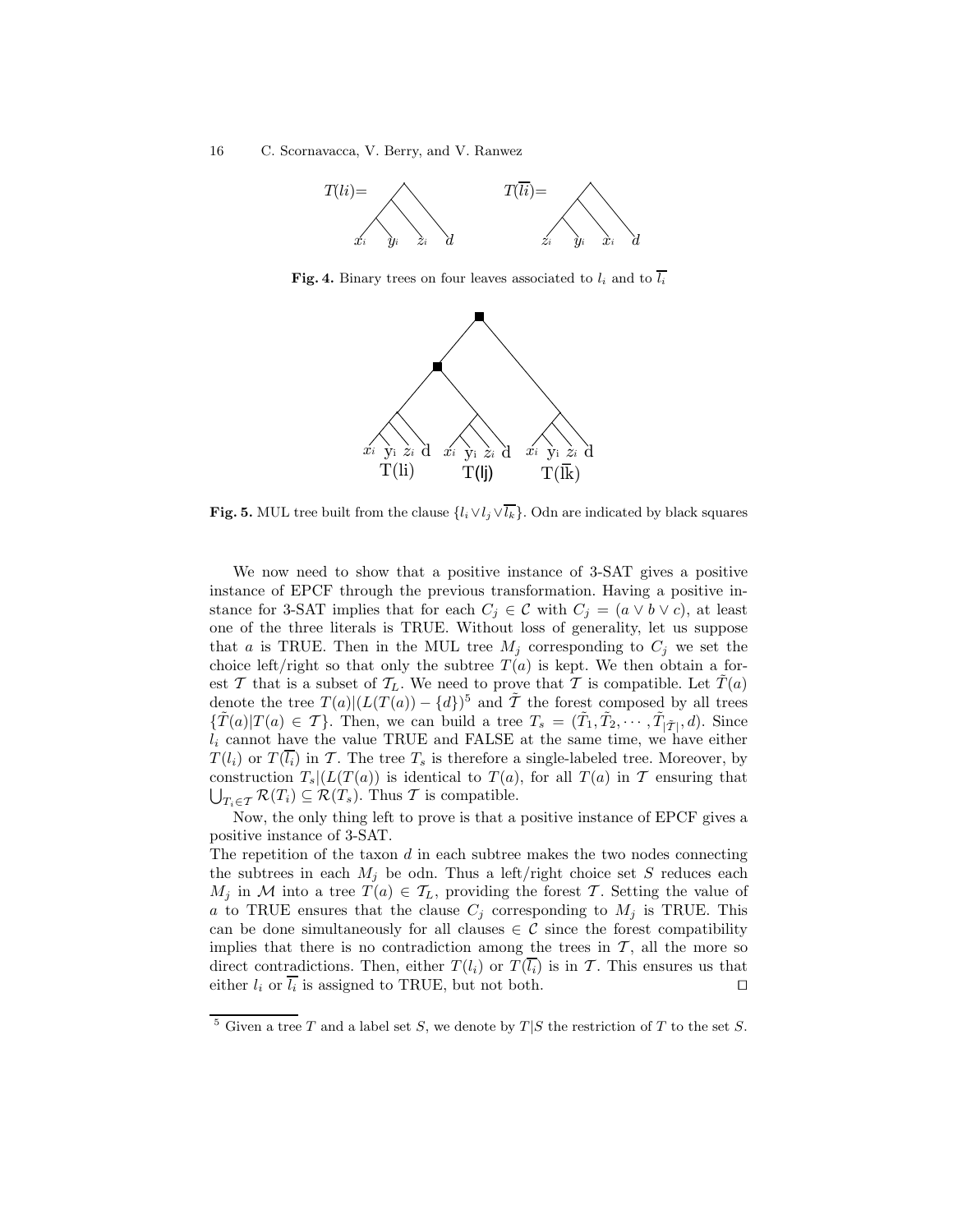**Fig. 4.** Binary trees on four leaves associated to $l_i$ and to $\overline{l_i}$

**Fig. 5.** MUL tree built from the clause $\{l_i \vee l_j \vee \overline{l_k}\}$. Odn are indicated by black squares

We now need to show that a positive instance of 3-SAT gives a positive instance of EPCF through the previous transformation. Having a positive instance for 3-SAT implies that for each $C_j \in \mathcal{C}$ with $C_j = (a \vee b \vee c)$, at least one of the three literals is TRUE. Without loss of generality, let us suppose that $a$ is TRUE. Then in the MUL tree $M_j$ corresponding to $C_j$ we set the choice left/right so that only the subtree $T(a)$ is kept. We then obtain a forest $\mathcal{T}$ that is a subset of $\mathcal{T}_L$. We need to prove that $\mathcal{T}$ is compatible. Let $\tilde{T}(a)$ denote the tree $T(a)|(L(T(a)) - \{d\})$[5] and $\tilde{\mathcal{T}}$ the forest composed by all trees $\{\tilde{T}(a)|T(a) \in \mathcal{T}\}$. Then, we can build a tree $T_s = (\tilde{T}_1, \tilde{T}_2, \cdots, \tilde{T}_{|\tilde{\mathcal{T}}|}, d)$. Since $l_i$ cannot have the value TRUE and FALSE at the same time, we have either $T(l_i)$ or $T(\overline{l_i})$ in $\mathcal{T}$. The tree $T_s$ is therefore a single-labeled tree. Moreover, by construction $T_s|(L(T(a))$ is identical to $T(a)$, for all $T(a)$ in $\mathcal{T}$ ensuring that $\bigcup_{T_i \in \mathcal{T}} \mathcal{R}(T_i) \subseteq \mathcal{R}(T_s)$. Thus $\mathcal{T}$ is compatible.

Now, the only thing left to prove is that a positive instance of EPCF gives a positive instance of 3-SAT.

The repetition of the taxon $d$ in each subtree makes the two nodes connecting the subtrees in each $M_j$ be odn. Thus a left/right choice set $S$ reduces each $M_j$ in $\mathcal{M}$ into a tree $T(a) \in \mathcal{T}_L$, providing the forest $\mathcal{T}$. Setting the value of $a$ to TRUE ensures that the clause $C_j$ corresponding to $M_j$ is TRUE. This can be done simultaneously for all clauses $\in \mathcal{C}$ since the forest compatibility implies that there is no contradiction among the trees in $\mathcal{T}$, all the more so direct contradictions. Then, either $T(l_i)$ or $T(\overline{l_i})$ is in $\mathcal{T}$. This ensures us that either $l_i$ or $\overline{l_i}$ is assigned to TRUE, but not both. ⊓⊔

[5] Given a tree $T$ and a label set $S$, we denote by $T|S$ the restriction of $T$ to the set $S$.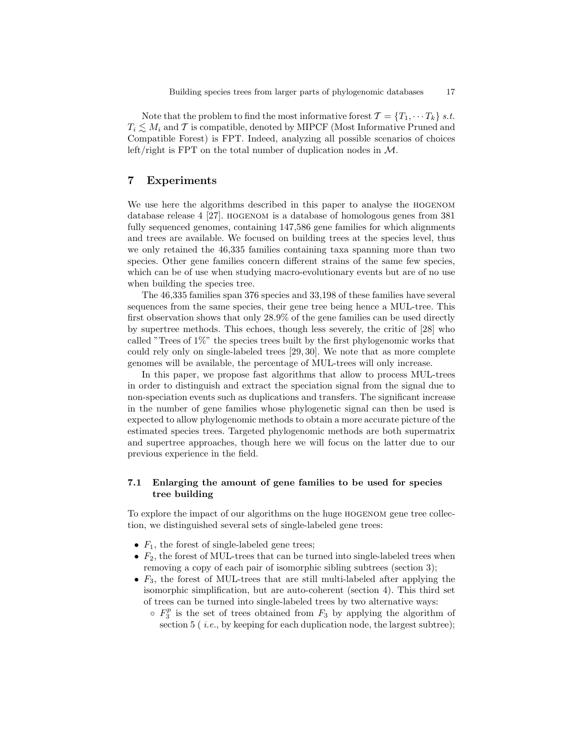Note that the problem to find the most informative forest $\mathcal{T} = \{T_1, \cdots T_k\}$ *s.t.* $T_i \lesssim M_i$ and $\mathcal{T}$ is compatible, denoted by MIPCF (Most Informative Pruned and Compatible Forest) is FPT. Indeed, analyzing all possible scenarios of choices left/right is FPT on the total number of duplication nodes in $\mathcal{M}$.

## 7 Experiments

We use here the algorithms described in this paper to analyse the HOGENOM database release 4 [27]. HOGENOM is a database of homologous genes from 381 fully sequenced genomes, containing 147,586 gene families for which alignments and trees are available. We focused on building trees at the species level, thus we only retained the 46,335 families containing taxa spanning more than two species. Other gene families concern different strains of the same few species, which can be of use when studying macro-evolutionary events but are of no use when building the species tree.

The 46,335 families span 376 species and 33,198 of these families have several sequences from the same species, their gene tree being hence a MUL-tree. This first observation shows that only 28.9% of the gene families can be used directly by supertree methods. This echoes, though less severely, the critic of [28] who called "Trees of 1%" the species trees built by the first phylogenomic works that could rely only on single-labeled trees [29, 30]. We note that as more complete genomes will be available, the percentage of MUL-trees will only increase.

In this paper, we propose fast algorithms that allow to process MUL-trees in order to distinguish and extract the speciation signal from the signal due to non-speciation events such as duplications and transfers. The significant increase in the number of gene families whose phylogenetic signal can then be used is expected to allow phylogenomic methods to obtain a more accurate picture of the estimated species trees. Targeted phylogenomic methods are both supermatrix and supertree approaches, though here we will focus on the latter due to our previous experience in the field.

### 7.1 Enlarging the amount of gene families to be used for species tree building

To explore the impact of our algorithms on the huge HOGENOM gene tree collection, we distinguished several sets of single-labeled gene trees:

- $F_1$, the forest of single-labeled gene trees;
- $F_2$, the forest of MUL-trees that can be turned into single-labeled trees when removing a copy of each pair of isomorphic sibling subtrees (section 3);
- $F_3$, the forest of MUL-trees that are still multi-labeled after applying the isomorphic simplification, but are auto-coherent (section 4). This third set of trees can be turned into single-labeled trees by two alternative ways:
  - $F_3^p$ is the set of trees obtained from $F_3$ by applying the algorithm of section 5 ( *i.e.*, by keeping for each duplication node, the largest subtree);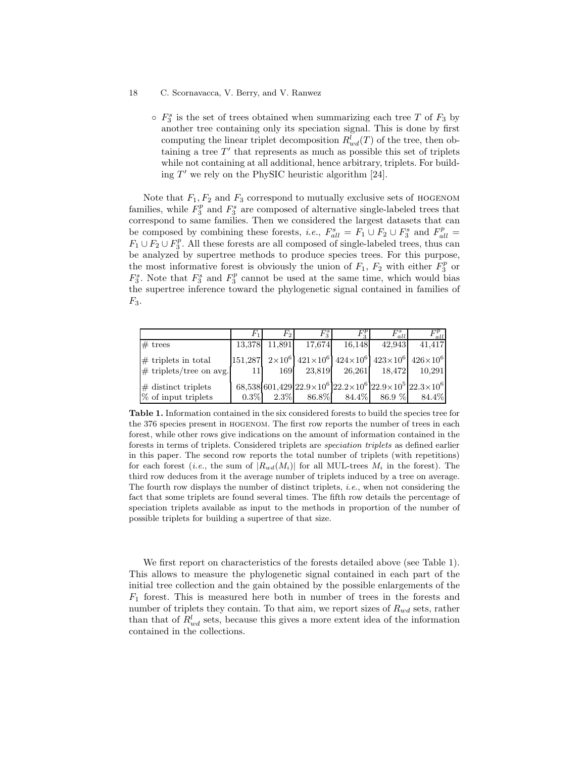- $F_3^s$ is the set of trees obtained when summarizing each tree $T$ of $F_3$ by another tree containing only its speciation signal. This is done by first computing the linear triplet decomposition $R^l_{wd}(T)$ of the tree, then obtaining a tree $T'$ that represents as much as possible this set of triplets while not containing at all additional, hence arbitrary, triplets. For building $T'$ we rely on the PhySIC heuristic algorithm [24].

Note that $F_1, F_2$ and $F_3$ correspond to mutually exclusive sets of HOGENOM families, while $F_3^p$ and $F_3^s$ are composed of alternative single-labeled trees that correspond to same families. Then we considered the largest datasets that can be composed by combining these forests, *i.e.*, $F^s_{all} = F_1 \cup F_2 \cup F_3^s$ and $F^p_{all} = F_1 \cup F_2 \cup F_3^p$. All these forests are all composed of single-labeled trees, thus can be analyzed by supertree methods to produce species trees. For this purpose, the most informative forest is obviously the union of $F_1$, $F_2$ with either $F_3^p$ or $F_3^s$. Note that $F_3^s$ and $F_3^p$ cannot be used at the same time, which would bias the supertree inference toward the phylogenetic signal contained in families of $F_3$.

| | $F_1$ | $F_2$ | $F_3^s$ | $F_3^p$ | $F^s_{all}$ | $F^p_{all}$ |
|---|---|---|---|---|---|---|
| # trees | 13,378 | 11,891 | 17,674 | 16,148 | 42,943 | 41,417 |
| # triplets in total | 151,287 | $2\times10^6$ | $421\times10^6$ | $424\times10^6$ | $423\times10^6$ | $426\times10^6$ |
| # triplets/tree on avg. | 11 | 169 | 23,819 | 26,261 | 18,472 | 10,291 |
| # distinct triplets | 68,538 | 601,429 | $22.9\times10^6$ | $22.2\times10^6$ | $22.9\times10^5$ | $22.3\times10^6$ |
| % of input triplets | 0.3% | 2.3% | 86.8% | 84.4% | 86.9 % | 84.4% |

**Table 1.** Information contained in the six considered forests to build the species tree for the 376 species present in HOGENOM. The first row reports the number of trees in each forest, while other rows give indications on the amount of information contained in the forests in terms of triplets. Considered triplets are *speciation triplets* as defined earlier in this paper. The second row reports the total number of triplets (with repetitions) for each forest (*i.e.*, the sum of $|R_{wd}(M_i)|$ for all MUL-trees $M_i$ in the forest). The third row deduces from it the average number of triplets induced by a tree on average. The fourth row displays the number of distinct triplets, *i.e.*, when not considering the fact that some triplets are found several times. The fifth row details the percentage of speciation triplets available as input to the methods in proportion of the number of possible triplets for building a supertree of that size.

We first report on characteristics of the forests detailed above (see Table 1). This allows to measure the phylogenetic signal contained in each part of the initial tree collection and the gain obtained by the possible enlargements of the $F_1$ forest. This is measured here both in number of trees in the forests and number of triplets they contain. To that aim, we report sizes of $R_{wd}$ sets, rather than that of $R^l_{wd}$ sets, because this gives a more extent idea of the information contained in the collections.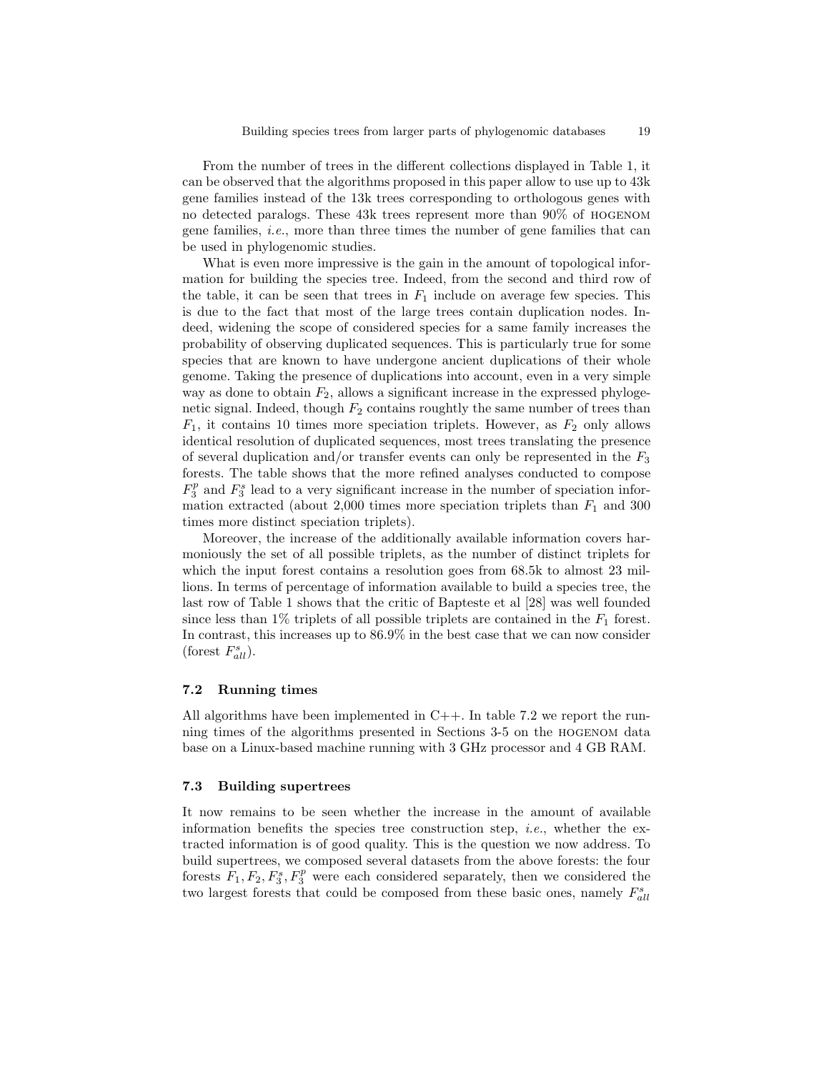From the number of trees in the different collections displayed in Table 1, it can be observed that the algorithms proposed in this paper allow to use up to 43k gene families instead of the 13k trees corresponding to orthologous genes with no detected paralogs. These 43k trees represent more than 90% of HOGENOM gene families, *i.e.*, more than three times the number of gene families that can be used in phylogenomic studies.

What is even more impressive is the gain in the amount of topological information for building the species tree. Indeed, from the second and third row of the table, it can be seen that trees in $F_1$ include on average few species. This is due to the fact that most of the large trees contain duplication nodes. Indeed, widening the scope of considered species for a same family increases the probability of observing duplicated sequences. This is particularly true for some species that are known to have undergone ancient duplications of their whole genome. Taking the presence of duplications into account, even in a very simple way as done to obtain $F_2$, allows a significant increase in the expressed phylogenetic signal. Indeed, though $F_2$ contains roughtly the same number of trees than $F_1$, it contains 10 times more speciation triplets. However, as $F_2$ only allows identical resolution of duplicated sequences, most trees translating the presence of several duplication and/or transfer events can only be represented in the $F_3$ forests. The table shows that the more refined analyses conducted to compose $F_3^p$ and $F_3^s$ lead to a very significant increase in the number of speciation information extracted (about 2,000 times more speciation triplets than $F_1$ and 300 times more distinct speciation triplets).

Moreover, the increase of the additionally available information covers harmoniously the set of all possible triplets, as the number of distinct triplets for which the input forest contains a resolution goes from 68.5k to almost 23 millions. In terms of percentage of information available to build a species tree, the last row of Table 1 shows that the critic of Bapteste et al [28] was well founded since less than 1% triplets of all possible triplets are contained in the $F_1$ forest. In contrast, this increases up to 86.9% in the best case that we can now consider (forest $F_{all}^s$).

### 7.2 Running times

All algorithms have been implemented in C++. In table 7.2 we report the running times of the algorithms presented in Sections 3-5 on the HOGENOM data base on a Linux-based machine running with 3 GHz processor and 4 GB RAM.

### 7.3 Building supertrees

It now remains to be seen whether the increase in the amount of available information benefits the species tree construction step, *i.e.*, whether the extracted information is of good quality. This is the question we now address. To build supertrees, we composed several datasets from the above forests: the four forests $F_1, F_2, F_3^s, F_3^p$ were each considered separately, then we considered the two largest forests that could be composed from these basic ones, namely $F_{all}^s$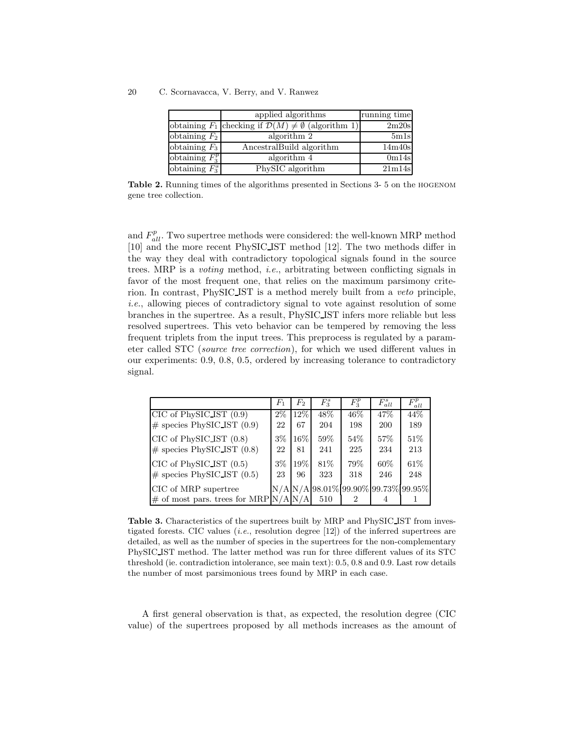|  | applied algorithms | running time |
|---|---|---|
| obtaining $F_1$ | checking if $\mathcal{D}(M) \neq \emptyset$ (algorithm 1) | 2m20s |
| obtaining $F_2$ | algorithm 2 | 5m1s |
| obtaining $F_3$ | AncestralBuild algorithm | 14m40s |
| obtaining $F_3^p$ | algorithm 4 | 0m14s |
| obtaining $F_3^s$ | PhySIC algorithm | 21m14s |

**Table 2.** Running times of the algorithms presented in Sections 3- 5 on the HOGENOM gene tree collection.

and $F_{all}^p$. Two supertree methods were considered: the well-known MRP method [10] and the more recent PhySIC_IST method [12]. The two methods differ in the way they deal with contradictory topological signals found in the source trees. MRP is a *voting* method, *i.e.*, arbitrating between conflicting signals in favor of the most frequent one, that relies on the maximum parsimony criterion. In contrast, PhySIC_IST is a method merely built from a *veto* principle, *i.e.*, allowing pieces of contradictory signal to vote against resolution of some branches in the supertree. As a result, PhySIC_IST infers more reliable but less resolved supertrees. This veto behavior can be tempered by removing the less frequent triplets from the input trees. This preprocess is regulated by a parameter called STC (*source tree correction*), for which we used different values in our experiments: 0.9, 0.8, 0.5, ordered by increasing tolerance to contradictory signal.

|  | $F_1$ | $F_2$ | $F_3^s$ | $F_3^p$ | $F_{all}^s$ | $F_{all}^p$ |
|---|---|---|---|---|---|---|
| CIC of PhySIC_IST (0.9) | 2% | 12% | 48% | 46% | 47% | 44% |
| # species PhySIC_IST (0.9) | 22 | 67 | 204 | 198 | 200 | 189 |
| CIC of PhySIC_IST (0.8) | 3% | 16% | 59% | 54% | 57% | 51% |
| # species PhySIC_IST (0.8) | 22 | 81 | 241 | 225 | 234 | 213 |
| CIC of PhySIC_IST (0.5) | 3% | 19% | 81% | 79% | 60% | 61% |
| # species PhySIC_IST (0.5) | 23 | 96 | 323 | 318 | 246 | 248 |
| CIC of MRP supertree | N/A | N/A | 98.01% | 99.90% | 99.73% | 99.95% |
| # of most pars. trees for MRP | N/A | N/A | 510 | 2 | 4 | 1 |

**Table 3.** Characteristics of the supertrees built by MRP and PhySIC_IST from investigated forests. CIC values (*i.e.*, resolution degree [12]) of the inferred supertrees are detailed, as well as the number of species in the supertrees for the non-complementary PhySIC_IST method. The latter method was run for three different values of its STC threshold (ie. contradiction intolerance, see main text): 0.5, 0.8 and 0.9. Last row details the number of most parsimonious trees found by MRP in each case.

A first general observation is that, as expected, the resolution degree (CIC value) of the supertrees proposed by all methods increases as the amount of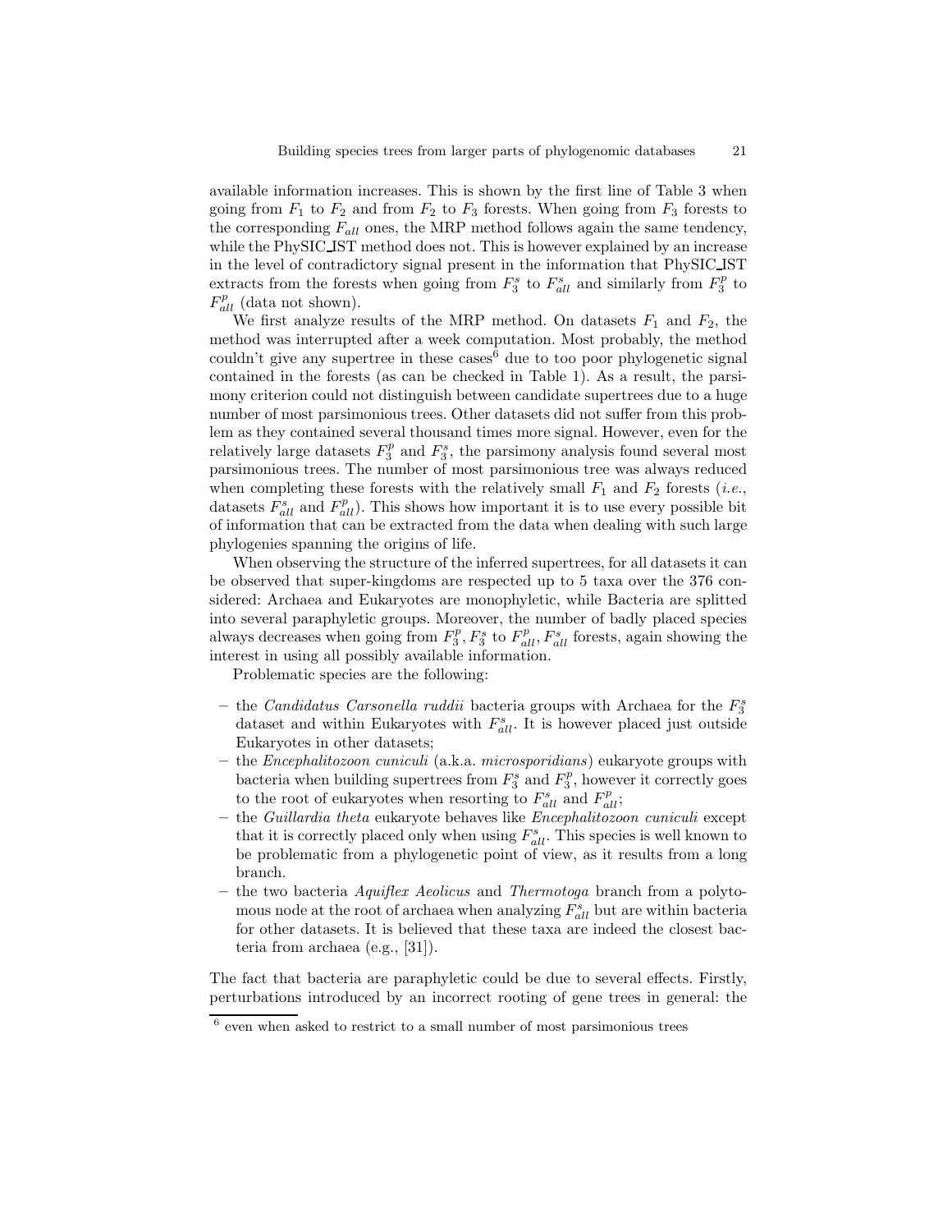available information increases. This is shown by the first line of Table 3 when going from $F_1$ to $F_2$ and from $F_2$ to $F_3$ forests. When going from $F_3$ forests to the corresponding $F_{all}$ ones, the MRP method follows again the same tendency, while the PhySIC_IST method does not. This is however explained by an increase in the level of contradictory signal present in the information that PhySIC_IST extracts from the forests when going from $F_3^s$ to $F_{all}^s$ and similarly from $F_3^p$ to $F_{all}^p$ (data not shown).

We first analyze results of the MRP method. On datasets $F_1$ and $F_2$, the method was interrupted after a week computation. Most probably, the method couldn't give any supertree in these cases[6] due to too poor phylogenetic signal contained in the forests (as can be checked in Table 1). As a result, the parsimony criterion could not distinguish between candidate supertrees due to a huge number of most parsimonious trees. Other datasets did not suffer from this problem as they contained several thousand times more signal. However, even for the relatively large datasets $F_3^p$ and $F_3^s$, the parsimony analysis found several most parsimonious trees. The number of most parsimonious tree was always reduced when completing these forests with the relatively small $F_1$ and $F_2$ forests (*i.e.*, datasets $F_{all}^s$ and $F_{all}^p$). This shows how important it is to use every possible bit of information that can be extracted from the data when dealing with such large phylogenies spanning the origins of life.

When observing the structure of the inferred supertrees, for all datasets it can be observed that super-kingdoms are respected up to 5 taxa over the 376 considered: Archaea and Eukaryotes are monophyletic, while Bacteria are splitted into several paraphyletic groups. Moreover, the number of badly placed species always decreases when going from $F_3^p, F_3^s$ to $F_{all}^p, F_{all}^s$ forests, again showing the interest in using all possibly available information.

Problematic species are the following:

- the *Candidatus Carsonella ruddii* bacteria groups with Archaea for the $F_3^s$ dataset and within Eukaryotes with $F_{all}^s$. It is however placed just outside Eukaryotes in other datasets;
- the *Encephalitozoon cuniculi* (a.k.a. *microsporidians*) eukaryote groups with bacteria when building supertrees from $F_3^s$ and $F_3^p$, however it correctly goes to the root of eukaryotes when resorting to $F_{all}^s$ and $F_{all}^p$;
- the *Guillardia theta* eukaryote behaves like *Encephalitozoon cuniculi* except that it is correctly placed only when using $F_{all}^s$. This species is well known to be problematic from a phylogenetic point of view, as it results from a long branch.
- the two bacteria *Aquiflex Aeolicus* and *Thermotoga* branch from a polytomous node at the root of archaea when analyzing $F_{all}^s$ but are within bacteria for other datasets. It is believed that these taxa are indeed the closest bacteria from archaea (e.g., [31]).

The fact that bacteria are paraphyletic could be due to several effects. Firstly, perturbations introduced by an incorrect rooting of gene trees in general: the

[6] even when asked to restrict to a small number of most parsimonious trees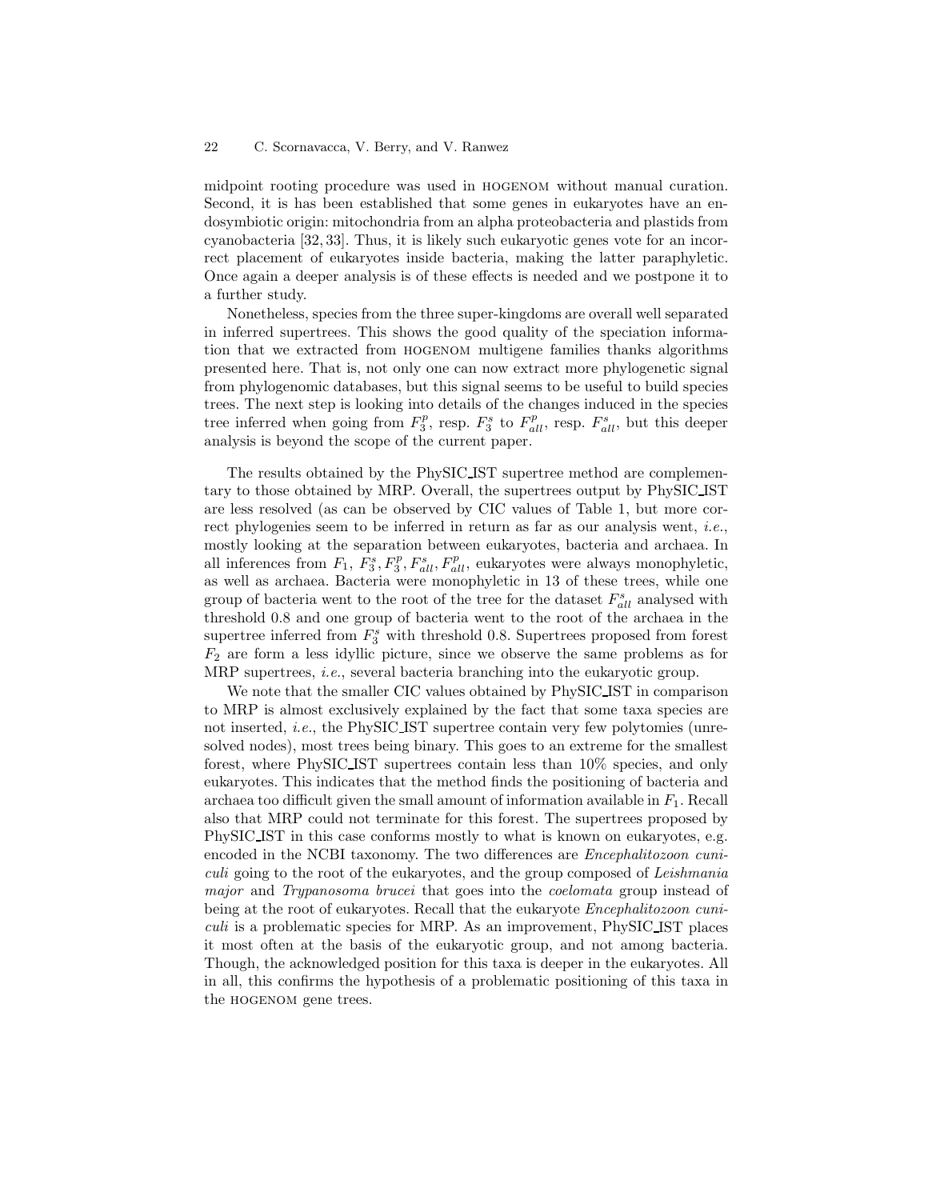midpoint rooting procedure was used in HOGENOM without manual curation. Second, it is has been established that some genes in eukaryotes have an endosymbiotic origin: mitochondria from an alpha proteobacteria and plastids from cyanobacteria [32, 33]. Thus, it is likely such eukaryotic genes vote for an incorrect placement of eukaryotes inside bacteria, making the latter paraphyletic. Once again a deeper analysis is of these effects is needed and we postpone it to a further study.

Nonetheless, species from the three super-kingdoms are overall well separated in inferred supertrees. This shows the good quality of the speciation information that we extracted from HOGENOM multigene families thanks algorithms presented here. That is, not only one can now extract more phylogenetic signal from phylogenomic databases, but this signal seems to be useful to build species trees. The next step is looking into details of the changes induced in the species tree inferred when going from $F_3^p$, resp. $F_3^s$ to $F_{all}^p$, resp. $F_{all}^s$, but this deeper analysis is beyond the scope of the current paper.

The results obtained by the PhySIC_IST supertree method are complementary to those obtained by MRP. Overall, the supertrees output by PhySIC_IST are less resolved (as can be observed by CIC values of Table 1, but more correct phylogenies seem to be inferred in return as far as our analysis went, *i.e.*, mostly looking at the separation between eukaryotes, bacteria and archaea. In all inferences from $F_1$, $F_3^s, F_3^p, F_{all}^s, F_{all}^p$, eukaryotes were always monophyletic, as well as archaea. Bacteria were monophyletic in 13 of these trees, while one group of bacteria went to the root of the tree for the dataset $F_{all}^s$ analysed with threshold 0.8 and one group of bacteria went to the root of the archaea in the supertree inferred from $F_3^s$ with threshold 0.8. Supertrees proposed from forest $F_2$ are form a less idyllic picture, since we observe the same problems as for MRP supertrees, *i.e.*, several bacteria branching into the eukaryotic group.

We note that the smaller CIC values obtained by PhySIC_IST in comparison to MRP is almost exclusively explained by the fact that some taxa species are not inserted, *i.e.*, the PhySIC_IST supertree contain very few polytomies (unresolved nodes), most trees being binary. This goes to an extreme for the smallest forest, where PhySIC_IST supertrees contain less than 10% species, and only eukaryotes. This indicates that the method finds the positioning of bacteria and archaea too difficult given the small amount of information available in $F_1$. Recall also that MRP could not terminate for this forest. The supertrees proposed by PhySIC_IST in this case conforms mostly to what is known on eukaryotes, e.g. encoded in the NCBI taxonomy. The two differences are *Encephalitozoon cuniculi* going to the root of the eukaryotes, and the group composed of *Leishmania major* and *Trypanosoma brucei* that goes into the *coelomata* group instead of being at the root of eukaryotes. Recall that the eukaryote *Encephalitozoon cuniculi* is a problematic species for MRP. As an improvement, PhySIC_IST places it most often at the basis of the eukaryotic group, and not among bacteria. Though, the acknowledged position for this taxa is deeper in the eukaryotes. All in all, this confirms the hypothesis of a problematic positioning of this taxa in the HOGENOM gene trees.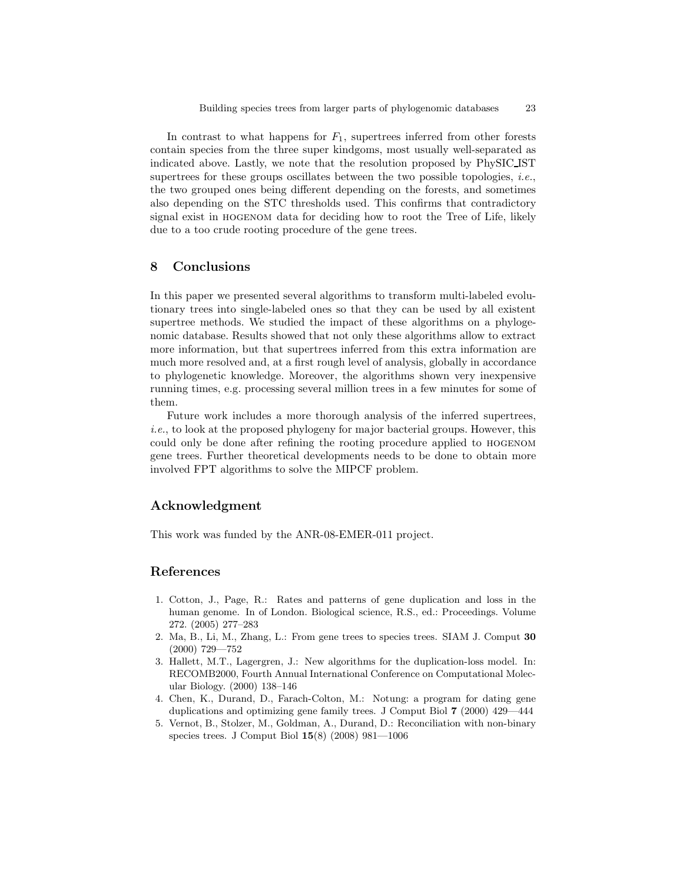In contrast to what happens for $F_1$, supertrees inferred from other forests contain species from the three super kindgoms, most usually well-separated as indicated above. Lastly, we note that the resolution proposed by PhySIC_IST supertrees for these groups oscillates between the two possible topologies, *i.e.*, the two grouped ones being different depending on the forests, and sometimes also depending on the STC thresholds used. This confirms that contradictory signal exist in HOGENOM data for deciding how to root the Tree of Life, likely due to a too crude rooting procedure of the gene trees.

## 8 Conclusions

In this paper we presented several algorithms to transform multi-labeled evolutionary trees into single-labeled ones so that they can be used by all existent supertree methods. We studied the impact of these algorithms on a phylogenomic database. Results showed that not only these algorithms allow to extract more information, but that supertrees inferred from this extra information are much more resolved and, at a first rough level of analysis, globally in accordance to phylogenetic knowledge. Moreover, the algorithms shown very inexpensive running times, e.g. processing several million trees in a few minutes for some of them.

Future work includes a more thorough analysis of the inferred supertrees, *i.e.*, to look at the proposed phylogeny for major bacterial groups. However, this could only be done after refining the rooting procedure applied to HOGENOM gene trees. Further theoretical developments needs to be done to obtain more involved FPT algorithms to solve the MIPCF problem.

## Acknowledgment

This work was funded by the ANR-08-EMER-011 project.

## References

1. Cotton, J., Page, R.: Rates and patterns of gene duplication and loss in the human genome. In of London. Biological science, R.S., ed.: Proceedings. Volume 272. (2005) 277–283
2. Ma, B., Li, M., Zhang, L.: From gene trees to species trees. SIAM J. Comput **30** (2000) 729—752
3. Hallett, M.T., Lagergren, J.: New algorithms for the duplication-loss model. In: RECOMB2000, Fourth Annual International Conference on Computational Molecular Biology. (2000) 138–146
4. Chen, K., Durand, D., Farach-Colton, M.: Notung: a program for dating gene duplications and optimizing gene family trees. J Comput Biol **7** (2000) 429—444
5. Vernot, B., Stolzer, M., Goldman, A., Durand, D.: Reconciliation with non-binary species trees. J Comput Biol **15**(8) (2008) 981—1006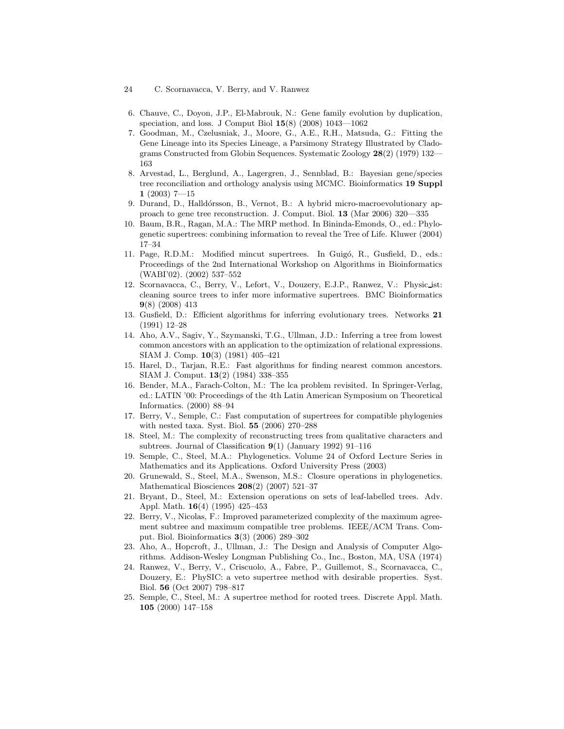6. Chauve, C., Doyon, J.P., El-Mabrouk, N.: Gene family evolution by duplication, speciation, and loss. J Comput Biol **15**(8) (2008) 1043—1062
7. Goodman, M., Czelusniak, J., Moore, G., A.E., R.H., Matsuda, G.: Fitting the Gene Lineage into its Species Lineage, a Parsimony Strategy Illustrated by Cladograms Constructed from Globin Sequences. Systematic Zoology **28**(2) (1979) 132—163
8. Arvestad, L., Berglund, A., Lagergren, J., Sennblad, B.: Bayesian gene/species tree reconciliation and orthology analysis using MCMC. Bioinformatics **19 Suppl 1** (2003) 7—15
9. Durand, D., Halldórsson, B., Vernot, B.: A hybrid micro-macroevolutionary approach to gene tree reconstruction. J. Comput. Biol. **13** (Mar 2006) 320—335
10. Baum, B.R., Ragan, M.A.: The MRP method. In Bininda-Emonds, O., ed.: Phylogenetic supertrees: combining information to reveal the Tree of Life. Kluwer (2004) 17–34
11. Page, R.D.M.: Modified mincut supertrees. In Guigó, R., Gusfield, D., eds.: Proceedings of the 2nd International Workshop on Algorithms in Bioinformatics (WABI'02). (2002) 537–552
12. Scornavacca, C., Berry, V., Lefort, V., Douzery, E.J.P., Ranwez, V.: Physic_ist: cleaning source trees to infer more informative supertrees. BMC Bioinformatics **9**(8) (2008) 413
13. Gusfield, D.: Efficient algorithms for inferring evolutionary trees. Networks **21** (1991) 12–28
14. Aho, A.V., Sagiv, Y., Szymanski, T.G., Ullman, J.D.: Inferring a tree from lowest common ancestors with an application to the optimization of relational expressions. SIAM J. Comp. **10**(3) (1981) 405–421
15. Harel, D., Tarjan, R.E.: Fast algorithms for finding nearest common ancestors. SIAM J. Comput. **13**(2) (1984) 338–355
16. Bender, M.A., Farach-Colton, M.: The lca problem revisited. In Springer-Verlag, ed.: LATIN '00: Proceedings of the 4th Latin American Symposium on Theoretical Informatics. (2000) 88–94
17. Berry, V., Semple, C.: Fast computation of supertrees for compatible phylogenies with nested taxa. Syst. Biol. **55** (2006) 270–288
18. Steel, M.: The complexity of reconstructing trees from qualitative characters and subtrees. Journal of Classification **9**(1) (January 1992) 91–116
19. Semple, C., Steel, M.A.: Phylogenetics. Volume 24 of Oxford Lecture Series in Mathematics and its Applications. Oxford University Press (2003)
20. Grunewald, S., Steel, M.A., Swenson, M.S.: Closure operations in phylogenetics. Mathematical Biosciences **208**(2) (2007) 521–37
21. Bryant, D., Steel, M.: Extension operations on sets of leaf-labelled trees. Adv. Appl. Math. **16**(4) (1995) 425–453
22. Berry, V., Nicolas, F.: Improved parameterized complexity of the maximum agreement subtree and maximum compatible tree problems. IEEE/ACM Trans. Comput. Biol. Bioinformatics **3**(3) (2006) 289–302
23. Aho, A., Hopcroft, J., Ullman, J.: The Design and Analysis of Computer Algorithms. Addison-Wesley Longman Publishing Co., Inc., Boston, MA, USA (1974)
24. Ranwez, V., Berry, V., Criscuolo, A., Fabre, P., Guillemot, S., Scornavacca, C., Douzery, E.: PhySIC: a veto supertree method with desirable properties. Syst. Biol. **56** (Oct 2007) 798–817
25. Semple, C., Steel, M.: A supertree method for rooted trees. Discrete Appl. Math. **105** (2000) 147–158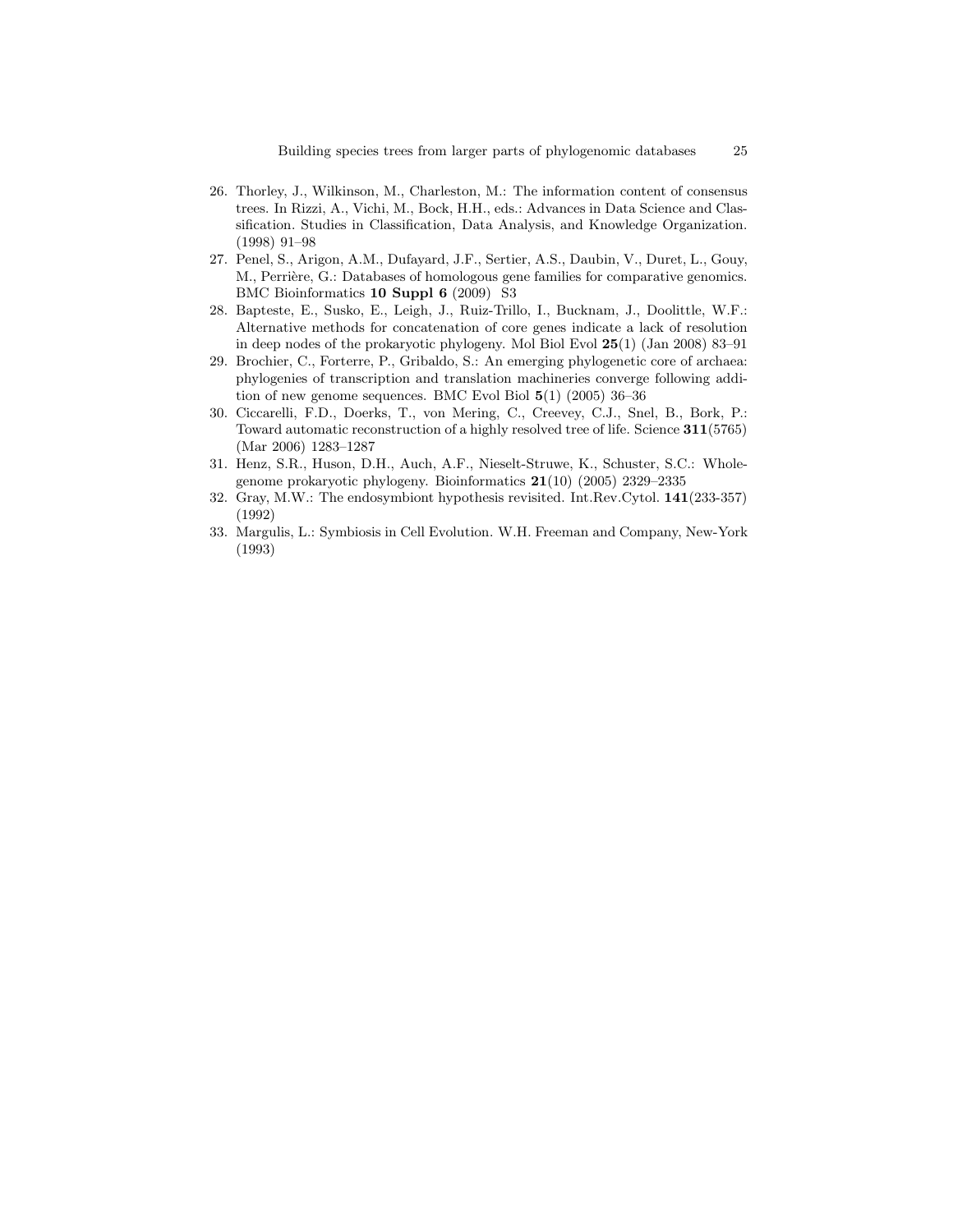26. Thorley, J., Wilkinson, M., Charleston, M.: The information content of consensus trees. In Rizzi, A., Vichi, M., Bock, H.H., eds.: Advances in Data Science and Classification. Studies in Classification, Data Analysis, and Knowledge Organization. (1998) 91–98
27. Penel, S., Arigon, A.M., Dufayard, J.F., Sertier, A.S., Daubin, V., Duret, L., Gouy, M., Perrière, G.: Databases of homologous gene families for comparative genomics. BMC Bioinformatics **10 Suppl 6** (2009) S3
28. Bapteste, E., Susko, E., Leigh, J., Ruiz-Trillo, I., Bucknam, J., Doolittle, W.F.: Alternative methods for concatenation of core genes indicate a lack of resolution in deep nodes of the prokaryotic phylogeny. Mol Biol Evol **25**(1) (Jan 2008) 83–91
29. Brochier, C., Forterre, P., Gribaldo, S.: An emerging phylogenetic core of archaea: phylogenies of transcription and translation machineries converge following addition of new genome sequences. BMC Evol Biol **5**(1) (2005) 36–36
30. Ciccarelli, F.D., Doerks, T., von Mering, C., Creevey, C.J., Snel, B., Bork, P.: Toward automatic reconstruction of a highly resolved tree of life. Science **311**(5765) (Mar 2006) 1283–1287
31. Henz, S.R., Huson, D.H., Auch, A.F., Nieselt-Struwe, K., Schuster, S.C.: Whole-genome prokaryotic phylogeny. Bioinformatics **21**(10) (2005) 2329–2335
32. Gray, M.W.: The endosymbiont hypothesis revisited. Int.Rev.Cytol. **141**(233-357) (1992)
33. Margulis, L.: Symbiosis in Cell Evolution. W.H. Freeman and Company, New-York (1993)